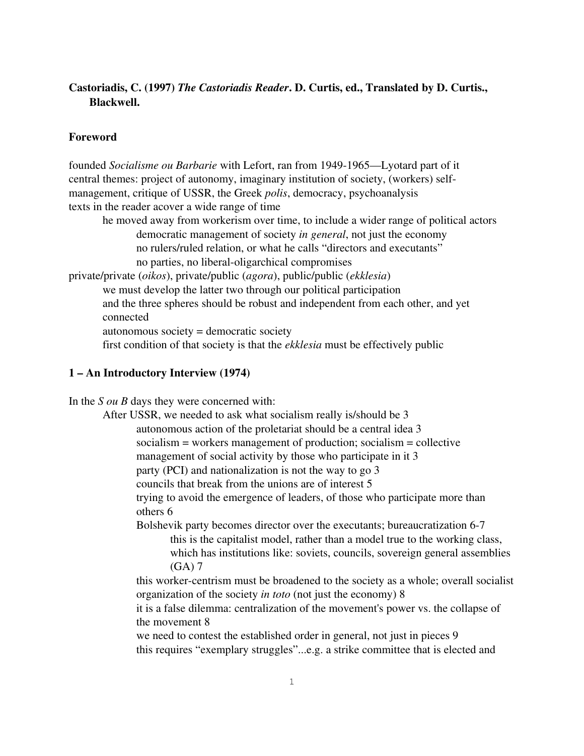**Castoriadis, C. (1997) *The Castoriadis Reader*. D. Curtis, ed., Translated by D. Curtis., Blackwell.**

**Foreword**

founded *Socialisme ou Barbarie* with Lefort, ran from 1949-1965—Lyotard part of it
central themes: project of autonomy, imaginary institution of society, (workers) self-management, critique of USSR, the Greek *polis*, democracy, psychoanalysis
texts in the reader acover a wide range of time

- he moved away from workerism over time, to include a wider range of political actors
  - democratic management of society *in general*, not just the economy
  - no rulers/ruled relation, or what he calls "directors and executants"
  - no parties, no liberal-oligarchical compromises

private/private (*oikos*), private/public (*agora*), public/public (*ekklesia*)

- we must develop the latter two through our political participation
- and the three spheres should be robust and independent from each other, and yet connected
- autonomous society = democratic society
- first condition of that society is that the *ekklesia* must be effectively public

**1 – An Introductory Interview (1974)**

In the *S ou B* days they were concerned with:

- After USSR, we needed to ask what socialism really is/should be 3
  - autonomous action of the proletariat should be a central idea 3
  - socialism = workers management of production; socialism = collective management of social activity by those who participate in it 3
  - party (PCI) and nationalization is not the way to go 3
  - councils that break from the unions are of interest 5
  - trying to avoid the emergence of leaders, of those who participate more than others 6
  - Bolshevik party becomes director over the executants; bureaucratization 6-7
    - this is the capitalist model, rather than a model true to the working class, which has institutions like: soviets, councils, sovereign general assemblies (GA) 7
  - this worker-centrism must be broadened to the society as a whole; overall socialist organization of the society *in toto* (not just the economy) 8
  - it is a false dilemma: centralization of the movement's power vs. the collapse of the movement 8
  - we need to contest the established order in general, not just in pieces 9
  - this requires "exemplary struggles"...e.g. a strike committee that is elected and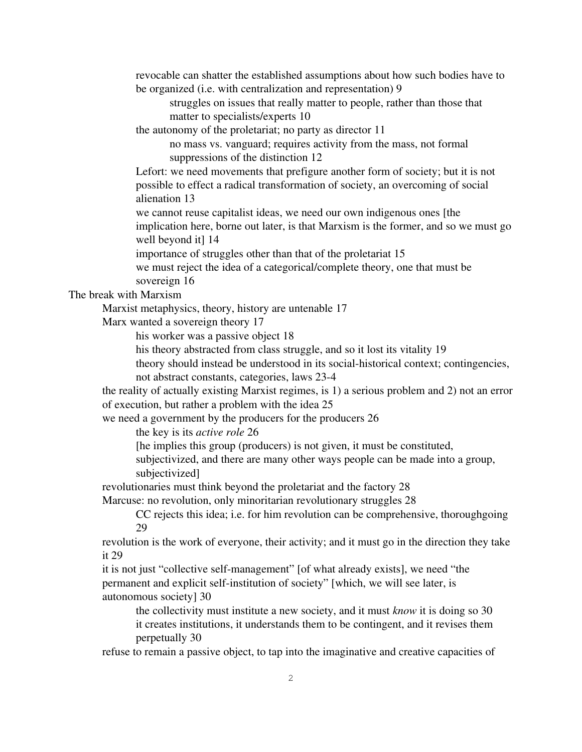- revocable can shatter the established assumptions about how such bodies have to be organized (i.e. with centralization and representation) 9
            - struggles on issues that really matter to people, rather than those that matter to specialists/experts 10
        - the autonomy of the proletariat; no party as director 11
            - no mass vs. vanguard; requires activity from the mass, not formal suppressions of the distinction 12
        - Lefort: we need movements that prefigure another form of society; but it is not possible to effect a radical transformation of society, an overcoming of social alienation 13
        - we cannot reuse capitalist ideas, we need our own indigenous ones [the implication here, borne out later, is that Marxism is the former, and so we must go well beyond it] 14
        - importance of struggles other than that of the proletariat 15
        - we must reject the idea of a categorical/complete theory, one that must be sovereign 16

- The break with Marxism
    - Marxist metaphysics, theory, history are untenable 17
    - Marx wanted a sovereign theory 17
        - his worker was a passive object 18
        - his theory abstracted from class struggle, and so it lost its vitality 19
        - theory should instead be understood in its social-historical context; contingencies, not abstract constants, categories, laws 23-4
    - the reality of actually existing Marxist regimes, is 1) a serious problem and 2) not an error of execution, but rather a problem with the idea 25
    - we need a government by the producers for the producers 26
        - the key is its *active role* 26
        - [he implies this group (producers) is not given, it must be constituted, subjectivized, and there are many other ways people can be made into a group, subjectivized]
    - revolutionaries must think beyond the proletariat and the factory 28
    - Marcuse: no revolution, only minoritarian revolutionary struggles 28
        - CC rejects this idea; i.e. for him revolution can be comprehensive, thoroughgoing 29
    - revolution is the work of everyone, their activity; and it must go in the direction they take it 29
    - it is not just "collective self-management" [of what already exists], we need "the permanent and explicit self-institution of society" [which, we will see later, is autonomous society] 30
        - the collectivity must institute a new society, and it must *know* it is doing so 30
        - it creates institutions, it understands them to be contingent, and it revises them perpetually 30
    - refuse to remain a passive object, to tap into the imaginative and creative capacities of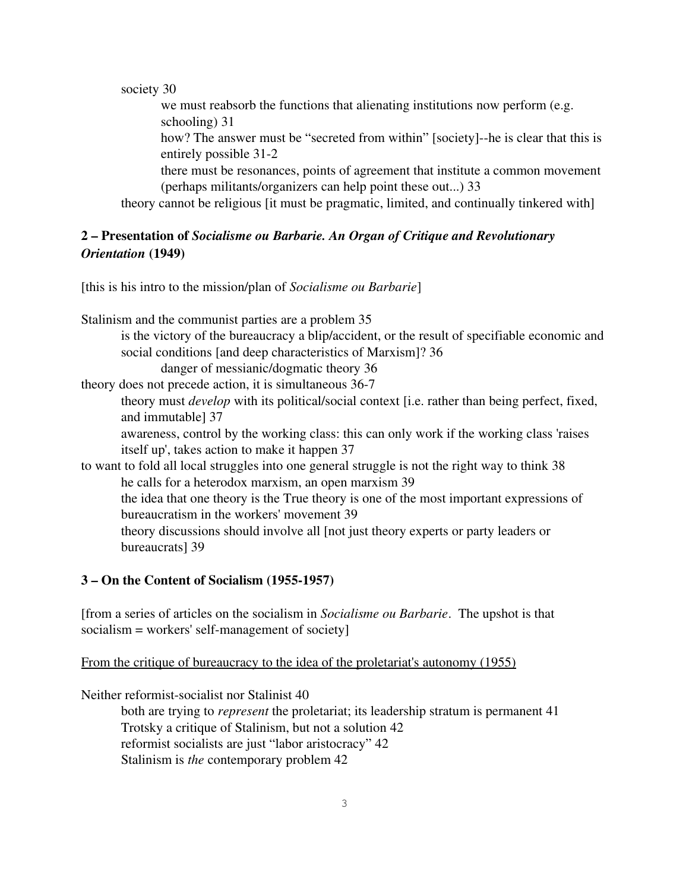society 30

- we must reabsorb the functions that alienating institutions now perform (e.g. schooling) 31
- how? The answer must be "secreted from within" [society]--he is clear that this is entirely possible 31-2
- there must be resonances, points of agreement that institute a common movement (perhaps militants/organizers can help point these out...) 33

theory cannot be religious [it must be pragmatic, limited, and continually tinkered with]

## 2 – Presentation of *Socialisme ou Barbarie. An Organ of Critique and Revolutionary Orientation* (1949)

[this is his intro to the mission/plan of *Socialisme ou Barbarie*]

Stalinism and the communist parties are a problem 35

- is the victory of the bureaucracy a blip/accident, or the result of specifiable economic and social conditions [and deep characteristics of Marxism]? 36
  - danger of messianic/dogmatic theory 36

theory does not precede action, it is simultaneous 36-7

- theory must *develop* with its political/social context [i.e. rather than being perfect, fixed, and immutable] 37
- awareness, control by the working class: this can only work if the working class 'raises itself up', takes action to make it happen 37

to want to fold all local struggles into one general struggle is not the right way to think 38

- he calls for a heterodox marxism, an open marxism 39
- the idea that one theory is the True theory is one of the most important expressions of bureaucratism in the workers' movement 39
- theory discussions should involve all [not just theory experts or party leaders or bureaucrats] 39

## 3 – On the Content of Socialism (1955-1957)

[from a series of articles on the socialism in *Socialisme ou Barbarie*. The upshot is that socialism = workers' self-management of society]

<u>From the critique of bureaucracy to the idea of the proletariat's autonomy (1955)</u>

Neither reformist-socialist nor Stalinist 40

- both are trying to *represent* the proletariat; its leadership stratum is permanent 41
- Trotsky a critique of Stalinism, but not a solution 42
- reformist socialists are just "labor aristocracy" 42
- Stalinism is *the* contemporary problem 42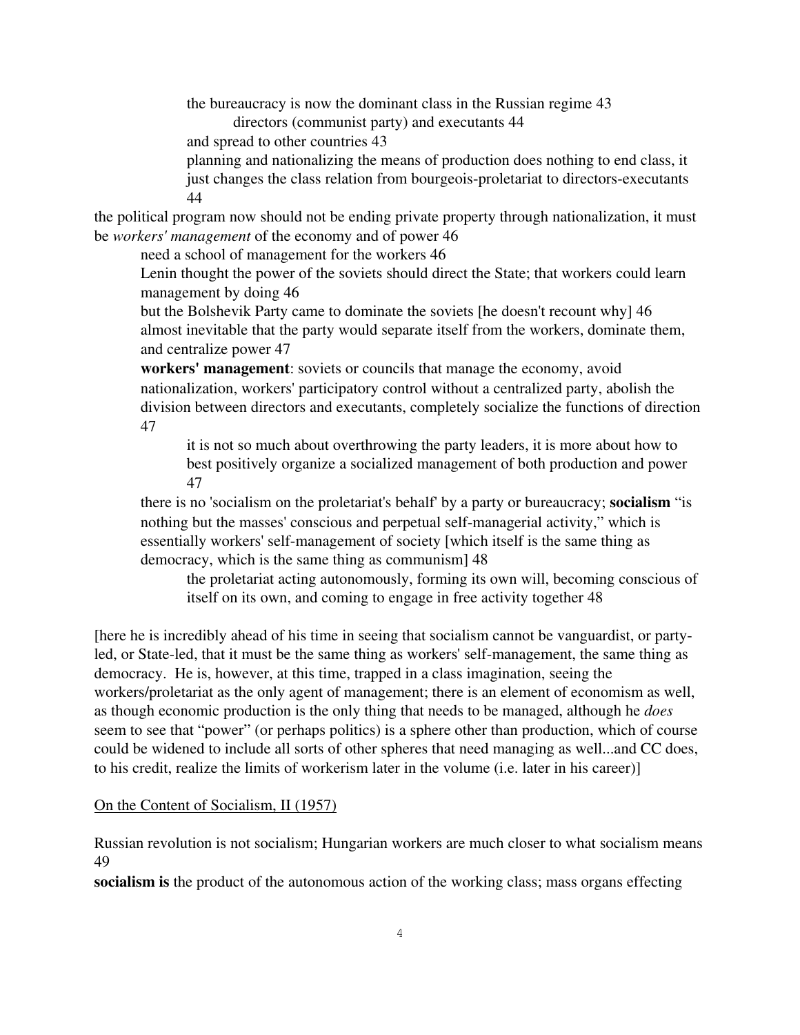- the bureaucracy is now the dominant class in the Russian regime 43
    - directors (communist party) and executants 44
- and spread to other countries 43
- planning and nationalizing the means of production does nothing to end class, it just changes the class relation from bourgeois-proletariat to directors-executants 44

the political program now should not be ending private property through nationalization, it must be *workers' management* of the economy and of power 46

- need a school of management for the workers 46
- Lenin thought the power of the soviets should direct the State; that workers could learn management by doing 46
- but the Bolshevik Party came to dominate the soviets [he doesn't recount why] 46
- almost inevitable that the party would separate itself from the workers, dominate them, and centralize power 47
- **workers' management**: soviets or councils that manage the economy, avoid nationalization, workers' participatory control without a centralized party, abolish the division between directors and executants, completely socialize the functions of direction 47
    - it is not so much about overthrowing the party leaders, it is more about how to best positively organize a socialized management of both production and power 47
- there is no 'socialism on the proletariat's behalf' by a party or bureaucracy; **socialism** "is nothing but the masses' conscious and perpetual self-managerial activity," which is essentially workers' self-management of society [which itself is the same thing as democracy, which is the same thing as communism] 48
    - the proletariat acting autonomously, forming its own will, becoming conscious of itself on its own, and coming to engage in free activity together 48

[here he is incredibly ahead of his time in seeing that socialism cannot be vanguardist, or party-led, or State-led, that it must be the same thing as workers' self-management, the same thing as democracy. He is, however, at this time, trapped in a class imagination, seeing the workers/proletariat as the only agent of management; there is an element of economism as well, as though economic production is the only thing that needs to be managed, although he *does* seem to see that "power" (or perhaps politics) is a sphere other than production, which of course could be widened to include all sorts of other spheres that need managing as well...and CC does, to his credit, realize the limits of workerism later in the volume (i.e. later in his career)]

<u>On the Content of Socialism, II (1957)</u>

Russian revolution is not socialism; Hungarian workers are much closer to what socialism means 49

**socialism is** the product of the autonomous action of the working class; mass organs effecting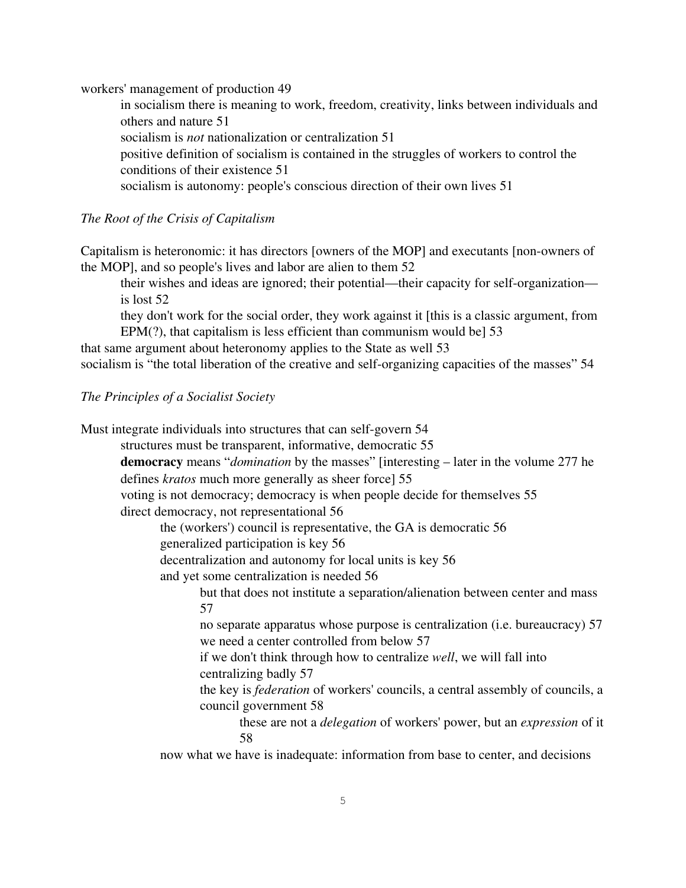workers' management of production 49

- in socialism there is meaning to work, freedom, creativity, links between individuals and others and nature 51
- socialism is *not* nationalization or centralization 51
- positive definition of socialism is contained in the struggles of workers to control the conditions of their existence 51
- socialism is autonomy: people's conscious direction of their own lives 51

*The Root of the Crisis of Capitalism*

Capitalism is heteronomic: it has directors [owners of the MOP] and executants [non-owners of the MOP], and so people's lives and labor are alien to them 52

- their wishes and ideas are ignored; their potential—their capacity for self-organization—is lost 52
- they don't work for the social order, they work against it [this is a classic argument, from EPM(?), that capitalism is less efficient than communism would be] 53

that same argument about heteronomy applies to the State as well 53

socialism is "the total liberation of the creative and self-organizing capacities of the masses" 54

*The Principles of a Socialist Society*

Must integrate individuals into structures that can self-govern 54

- structures must be transparent, informative, democratic 55
- **democracy** means "*domination* by the masses" [interesting – later in the volume 277 he defines *kratos* much more generally as sheer force] 55
- voting is not democracy; democracy is when people decide for themselves 55
- direct democracy, not representational 56
    - the (workers') council is representative, the GA is democratic 56
    - generalized participation is key 56
    - decentralization and autonomy for local units is key 56
    - and yet some centralization is needed 56
        - but that does not institute a separation/alienation between center and mass 57
        - no separate apparatus whose purpose is centralization (i.e. bureaucracy) 57
        - we need a center controlled from below 57
        - if we don't think through how to centralize *well*, we will fall into centralizing badly 57
        - the key is *federation* of workers' councils, a central assembly of councils, a council government 58
            - these are not a *delegation* of workers' power, but an *expression* of it 58
    - now what we have is inadequate: information from base to center, and decisions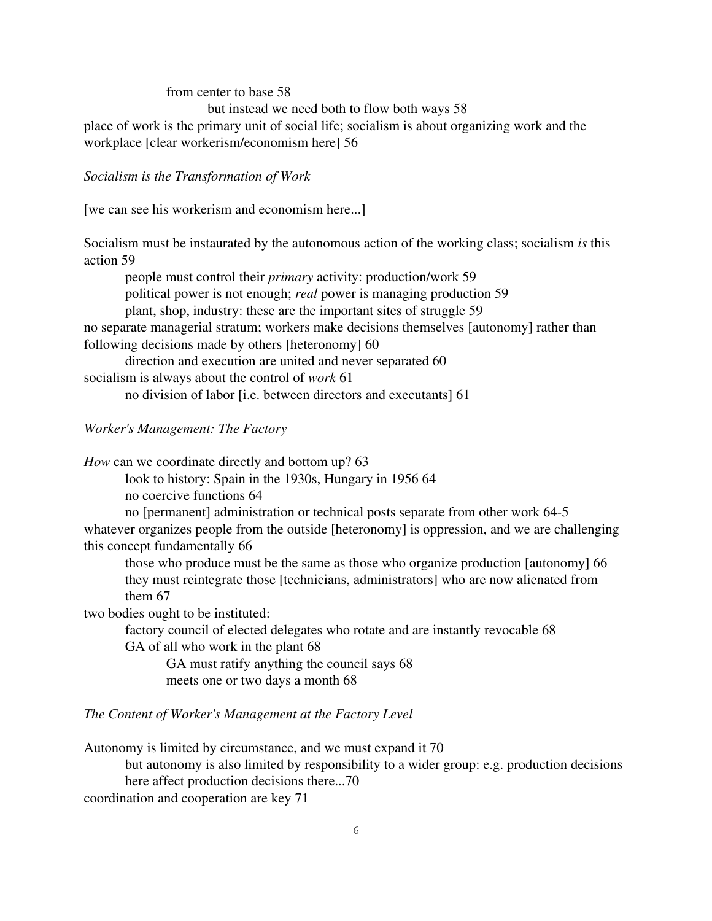from center to base 58

but instead we need both to flow both ways 58

place of work is the primary unit of social life; socialism is about organizing work and the workplace [clear workerism/economism here] 56

*Socialism is the Transformation of Work*

[we can see his workerism and economism here...]

Socialism must be instaurated by the autonomous action of the working class; socialism *is* this action 59

- people must control their *primary* activity: production/work 59
- political power is not enough; *real* power is managing production 59
- plant, shop, industry: these are the important sites of struggle 59

no separate managerial stratum; workers make decisions themselves [autonomy] rather than following decisions made by others [heteronomy] 60

- direction and execution are united and never separated 60

socialism is always about the control of *work* 61

- no division of labor [i.e. between directors and executants] 61

*Worker's Management: The Factory*

*How* can we coordinate directly and bottom up? 63

- look to history: Spain in the 1930s, Hungary in 1956 64
- no coercive functions 64
- no [permanent] administration or technical posts separate from other work 64-5

whatever organizes people from the outside [heteronomy] is oppression, and we are challenging this concept fundamentally 66

- those who produce must be the same as those who organize production [autonomy] 66
- they must reintegrate those [technicians, administrators] who are now alienated from them 67

two bodies ought to be instituted:

- factory council of elected delegates who rotate and are instantly revocable 68
- GA of all who work in the plant 68
  - GA must ratify anything the council says 68
  - meets one or two days a month 68

*The Content of Worker's Management at the Factory Level*

Autonomy is limited by circumstance, and we must expand it 70

- but autonomy is also limited by responsibility to a wider group: e.g. production decisions here affect production decisions there...70

coordination and cooperation are key 71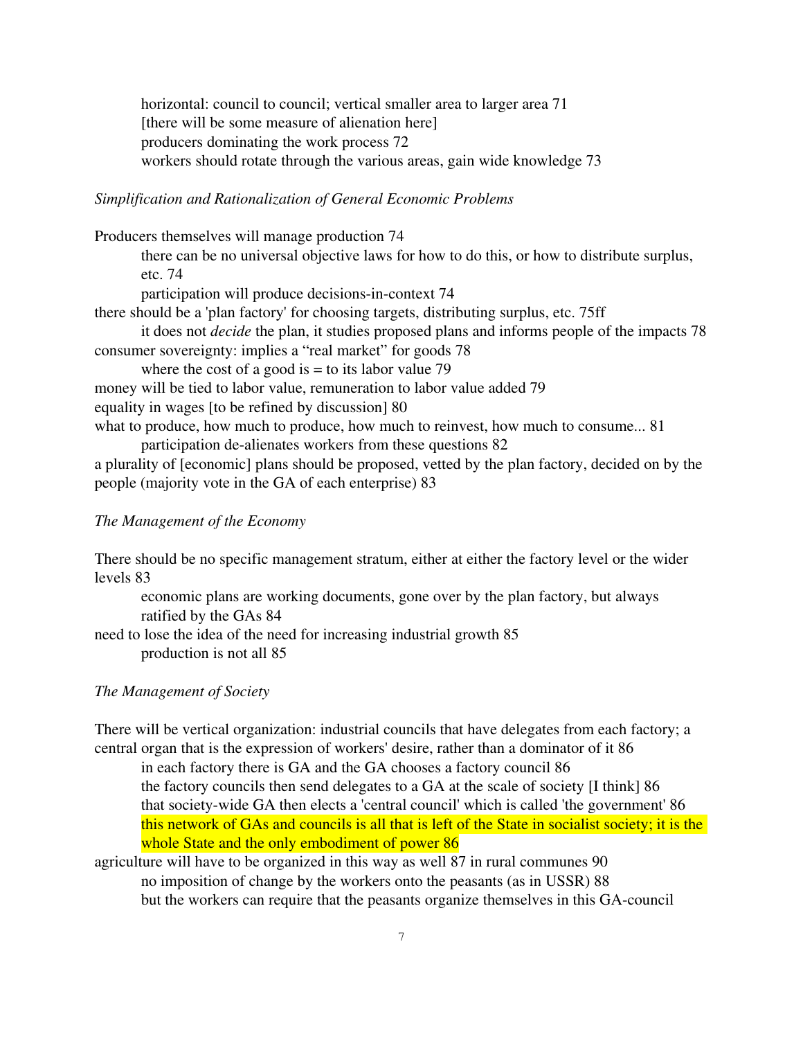- horizontal: council to council; vertical smaller area to larger area 71
  - [there will be some measure of alienation here]
  - producers dominating the work process 72
  - workers should rotate through the various areas, gain wide knowledge 73

*Simplification and Rationalization of General Economic Problems*

Producers themselves will manage production 74
  - there can be no universal objective laws for how to do this, or how to distribute surplus, etc. 74
  - participation will produce decisions-in-context 74

there should be a 'plan factory' for choosing targets, distributing surplus, etc. 75ff
  - it does not *decide* the plan, it studies proposed plans and informs people of the impacts 78

consumer sovereignty: implies a "real market" for goods 78
  - where the cost of a good is = to its labor value 79

money will be tied to labor value, remuneration to labor value added 79

equality in wages [to be refined by discussion] 80

what to produce, how much to produce, how much to reinvest, how much to consume... 81
  - participation de-alienates workers from these questions 82

a plurality of [economic] plans should be proposed, vetted by the plan factory, decided on by the people (majority vote in the GA of each enterprise) 83

*The Management of the Economy*

There should be no specific management stratum, either at either the factory level or the wider levels 83
  - economic plans are working documents, gone over by the plan factory, but always ratified by the GAs 84

need to lose the idea of the need for increasing industrial growth 85
  - production is not all 85

*The Management of Society*

There will be vertical organization: industrial councils that have delegates from each factory; a central organ that is the expression of workers' desire, rather than a dominator of it 86
  - in each factory there is GA and the GA chooses a factory council 86
  - the factory councils then send delegates to a GA at the scale of society [I think] 86
  - that society-wide GA then elects a 'central council' which is called 'the government' 86
  - this network of GAs and councils is all that is left of the State in socialist society; it is the whole State and the only embodiment of power 86

agriculture will have to be organized in this way as well 87 in rural communes 90
  - no imposition of change by the workers onto the peasants (as in USSR) 88
  - but the workers can require that the peasants organize themselves in this GA-council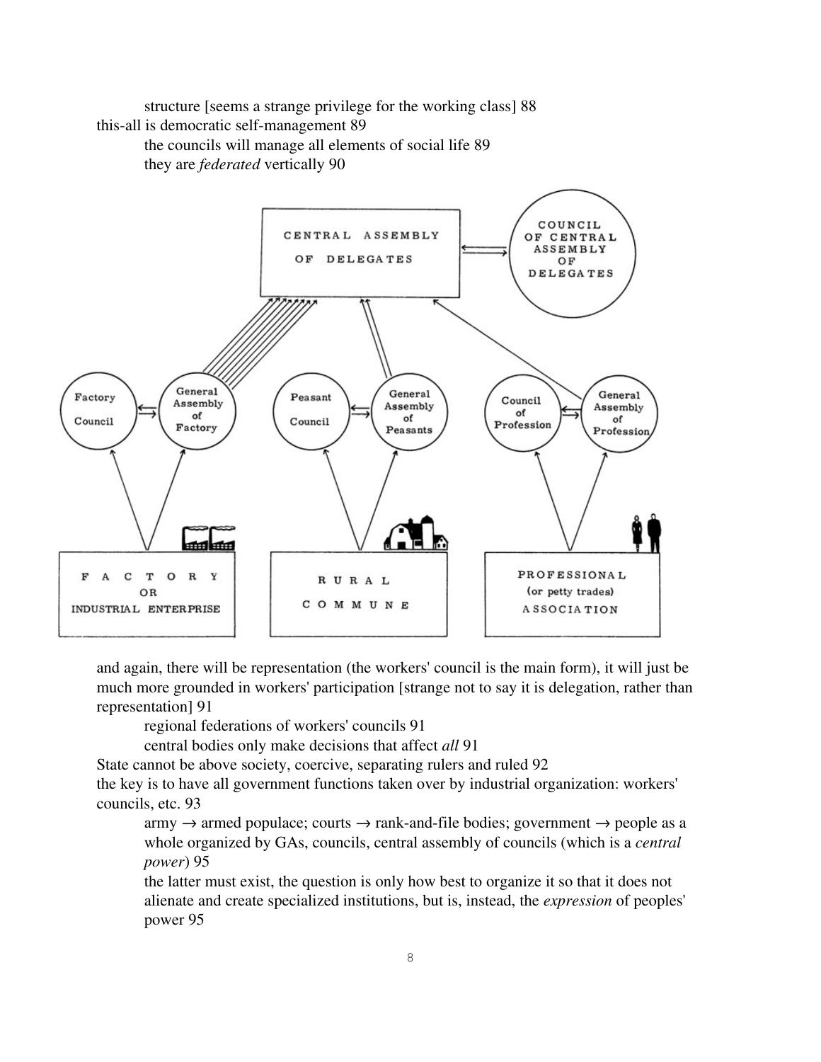structure [seems a strange privilege for the working class] 88

this-all is democratic self-management 89

- the councils will manage all elements of social life 89
- they are *federated* vertically 90

and again, there will be representation (the workers' council is the main form), it will just be much more grounded in workers' participation [strange not to say it is delegation, rather than representation] 91

- regional federations of workers' councils 91
- central bodies only make decisions that affect *all* 91

State cannot be above society, coercive, separating rulers and ruled 92

the key is to have all government functions taken over by industrial organization: workers' councils, etc. 93

- army → armed populace; courts → rank-and-file bodies; government → people as a whole organized by GAs, councils, central assembly of councils (which is a *central power*) 95
- the latter must exist, the question is only how best to organize it so that it does not alienate and create specialized institutions, but is, instead, the *expression* of peoples' power 95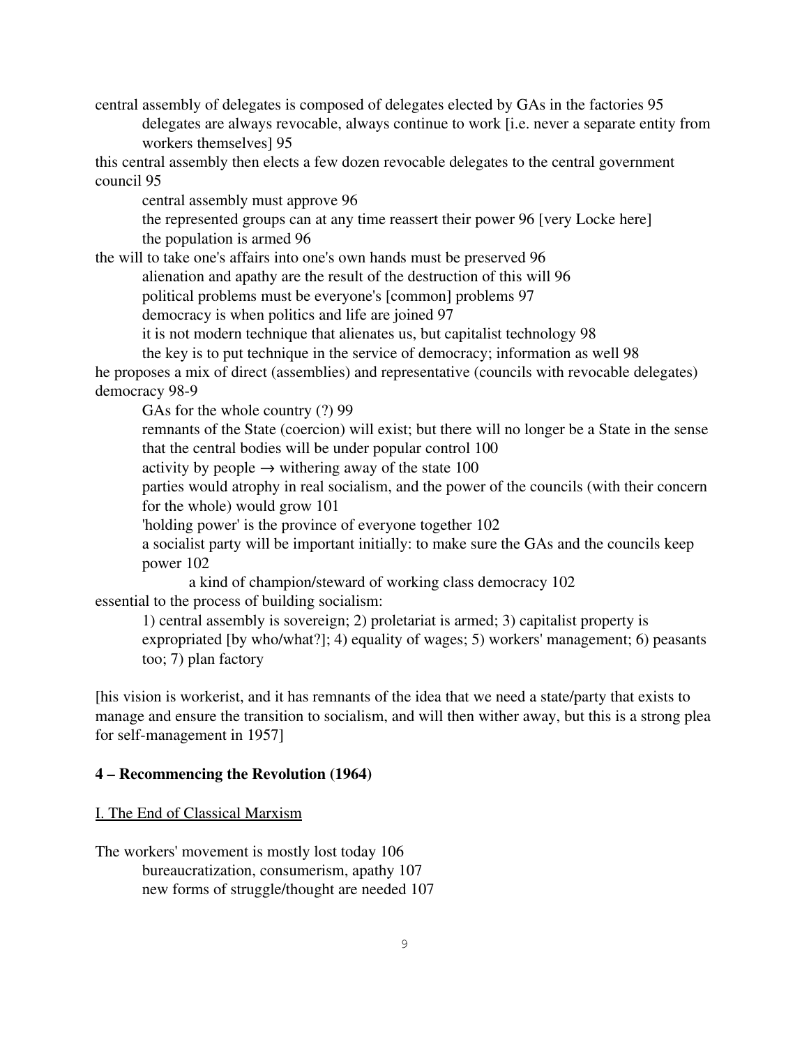central assembly of delegates is composed of delegates elected by GAs in the factories 95
- delegates are always revocable, always continue to work [i.e. never a separate entity from workers themselves] 95

this central assembly then elects a few dozen revocable delegates to the central government council 95
- central assembly must approve 96
- the represented groups can at any time reassert their power 96 [very Locke here]
- the population is armed 96

the will to take one's affairs into one's own hands must be preserved 96
- alienation and apathy are the result of the destruction of this will 96
- political problems must be everyone's [common] problems 97
- democracy is when politics and life are joined 97
- it is not modern technique that alienates us, but capitalist technology 98
- the key is to put technique in the service of democracy; information as well 98

he proposes a mix of direct (assemblies) and representative (councils with revocable delegates) democracy 98-9
- GAs for the whole country (?) 99
- remnants of the State (coercion) will exist; but there will no longer be a State in the sense that the central bodies will be under popular control 100
- activity by people → withering away of the state 100
- parties would atrophy in real socialism, and the power of the councils (with their concern for the whole) would grow 101
- 'holding power' is the province of everyone together 102
- a socialist party will be important initially: to make sure the GAs and the councils keep power 102
  - a kind of champion/steward of working class democracy 102

essential to the process of building socialism:
- 1) central assembly is sovereign; 2) proletariat is armed; 3) capitalist property is expropriated [by who/what?]; 4) equality of wages; 5) workers' management; 6) peasants too; 7) plan factory

[his vision is workerist, and it has remnants of the idea that we need a state/party that exists to manage and ensure the transition to socialism, and will then wither away, but this is a strong plea for self-management in 1957]

## 4 – Recommencing the Revolution (1964)

### I. The End of Classical Marxism

The workers' movement is mostly lost today 106
- bureaucratization, consumerism, apathy 107
- new forms of struggle/thought are needed 107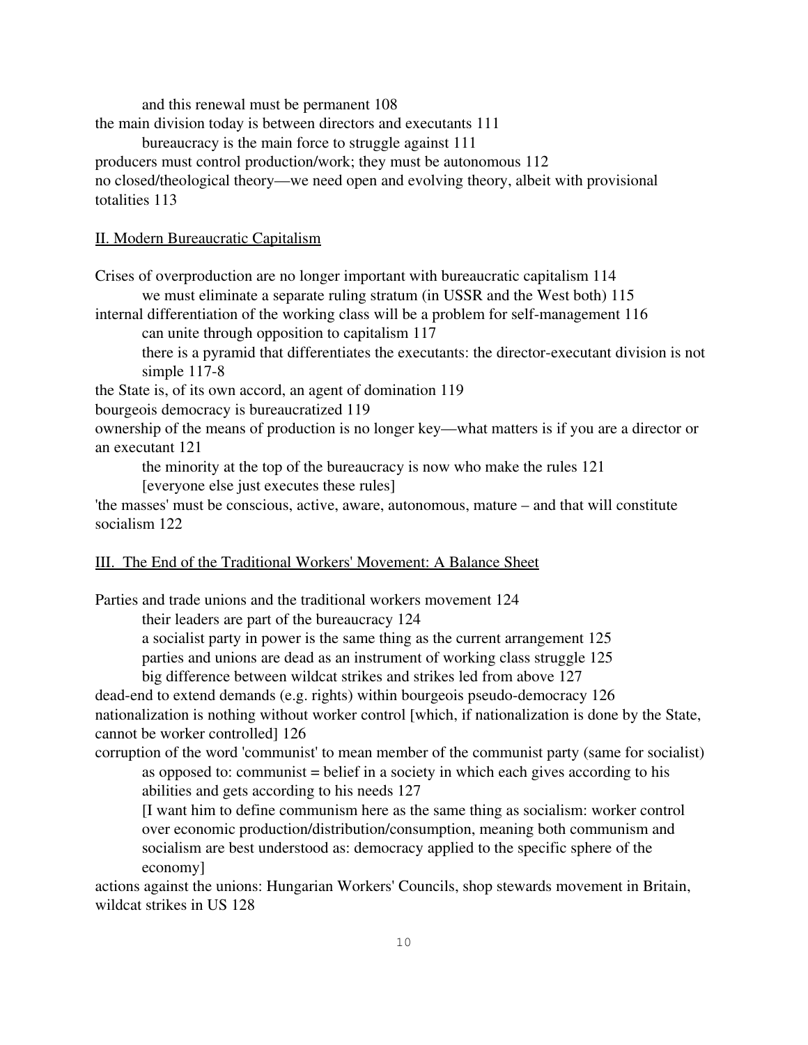and this renewal must be permanent 108

the main division today is between directors and executants 111

  bureaucracy is the main force to struggle against 111

producers must control production/work; they must be autonomous 112

no closed/theological theory—we need open and evolving theory, albeit with provisional totalities 113

## II. Modern Bureaucratic Capitalism

Crises of overproduction are no longer important with bureaucratic capitalism 114

  we must eliminate a separate ruling stratum (in USSR and the West both) 115

internal differentiation of the working class will be a problem for self-management 116

  can unite through opposition to capitalism 117

  there is a pyramid that differentiates the executants: the director-executant division is not simple 117-8

the State is, of its own accord, an agent of domination 119

bourgeois democracy is bureaucratized 119

ownership of the means of production is no longer key—what matters is if you are a director or an executant 121

  the minority at the top of the bureaucracy is now who make the rules 121

  [everyone else just executes these rules]

'the masses' must be conscious, active, aware, autonomous, mature – and that will constitute socialism 122

## III. The End of the Traditional Workers' Movement: A Balance Sheet

Parties and trade unions and the traditional workers movement 124

  their leaders are part of the bureaucracy 124

  a socialist party in power is the same thing as the current arrangement 125

  parties and unions are dead as an instrument of working class struggle 125

  big difference between wildcat strikes and strikes led from above 127

dead-end to extend demands (e.g. rights) within bourgeois pseudo-democracy 126

nationalization is nothing without worker control [which, if nationalization is done by the State, cannot be worker controlled] 126

corruption of the word 'communist' to mean member of the communist party (same for socialist)

  as opposed to: communist = belief in a society in which each gives according to his abilities and gets according to his needs 127

  [I want him to define communism here as the same thing as socialism: worker control over economic production/distribution/consumption, meaning both communism and socialism are best understood as: democracy applied to the specific sphere of the economy]

actions against the unions: Hungarian Workers' Councils, shop stewards movement in Britain, wildcat strikes in US 128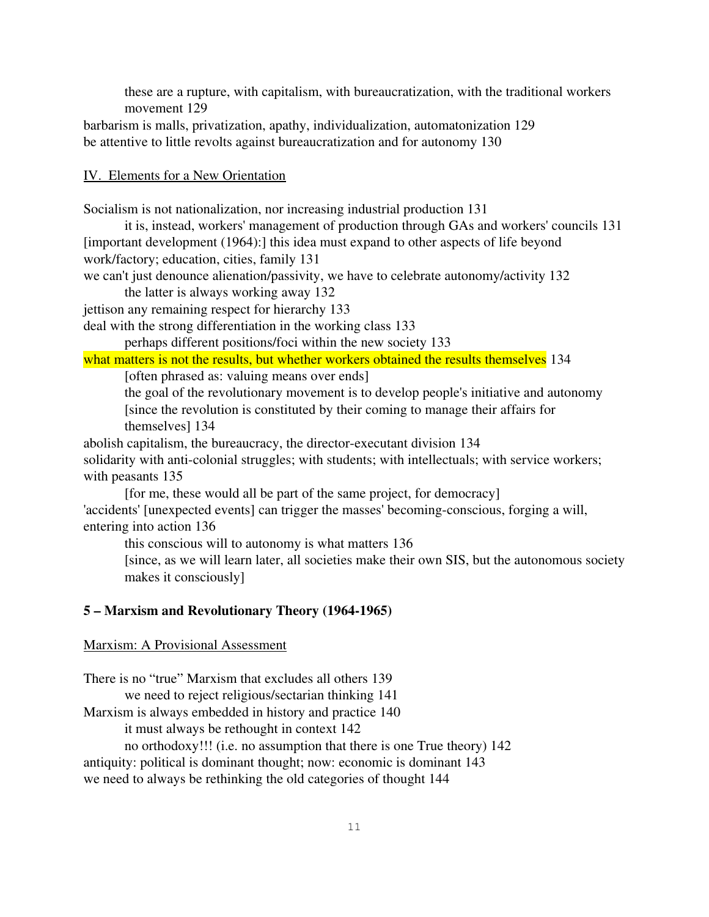these are a rupture, with capitalism, with bureaucratization, with the traditional workers movement 129

barbarism is malls, privatization, apathy, individualization, automatonization 129

be attentive to little revolts against bureaucratization and for autonomy 130

IV. Elements for a New Orientation

Socialism is not nationalization, nor increasing industrial production 131

it is, instead, workers' management of production through GAs and workers' councils 131

[important development (1964):] this idea must expand to other aspects of life beyond work/factory; education, cities, family 131

we can't just denounce alienation/passivity, we have to celebrate autonomy/activity 132

the latter is always working away 132

jettison any remaining respect for hierarchy 133

deal with the strong differentiation in the working class 133

perhaps different positions/foci within the new society 133

what matters is not the results, but whether workers obtained the results themselves 134

[often phrased as: valuing means over ends]

the goal of the revolutionary movement is to develop people's initiative and autonomy [since the revolution is constituted by their coming to manage their affairs for themselves] 134

abolish capitalism, the bureaucracy, the director-executant division 134

solidarity with anti-colonial struggles; with students; with intellectuals; with service workers; with peasants 135

[for me, these would all be part of the same project, for democracy]

'accidents' [unexpected events] can trigger the masses' becoming-conscious, forging a will, entering into action 136

this conscious will to autonomy is what matters 136

[since, as we will learn later, all societies make their own SIS, but the autonomous society makes it consciously]

**5 – Marxism and Revolutionary Theory (1964-1965)**

Marxism: A Provisional Assessment

There is no "true" Marxism that excludes all others 139

we need to reject religious/sectarian thinking 141

Marxism is always embedded in history and practice 140

it must always be rethought in context 142

no orthodoxy!!! (i.e. no assumption that there is one True theory) 142

antiquity: political is dominant thought; now: economic is dominant 143

we need to always be rethinking the old categories of thought 144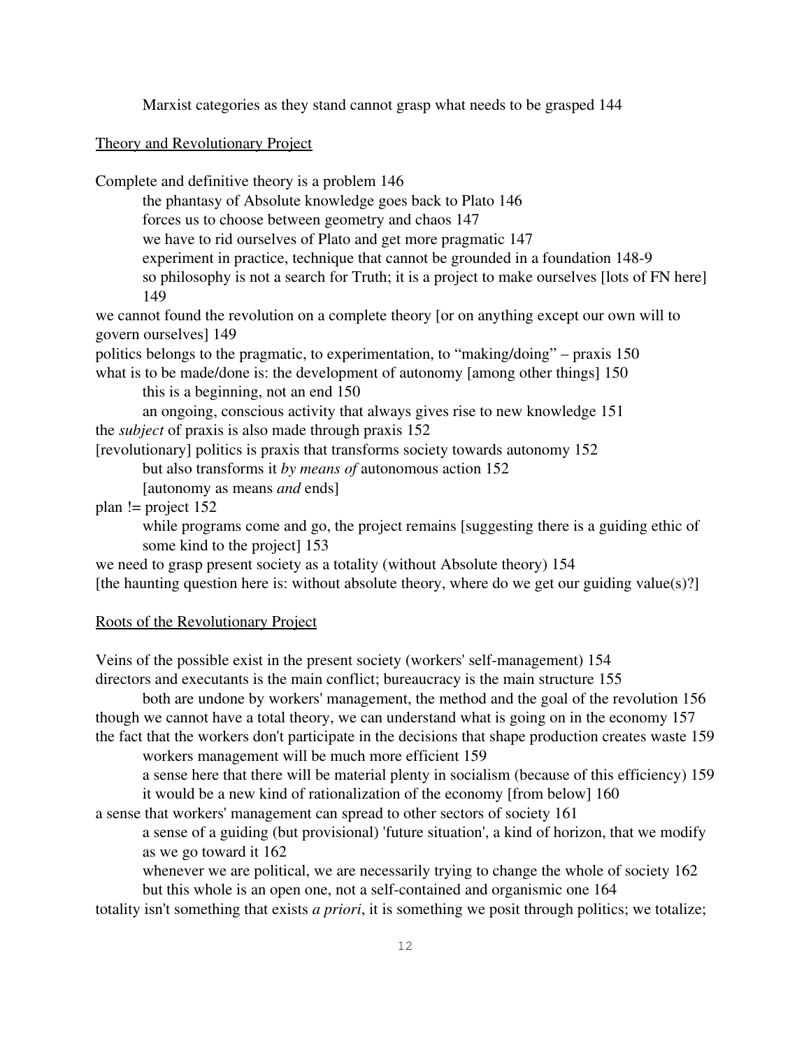Marxist categories as they stand cannot grasp what needs to be grasped 144

<u>Theory and Revolutionary Project</u>

Complete and definitive theory is a problem 146
- the phantasy of Absolute knowledge goes back to Plato 146
- forces us to choose between geometry and chaos 147
- we have to rid ourselves of Plato and get more pragmatic 147
- experiment in practice, technique that cannot be grounded in a foundation 148-9
- so philosophy is not a search for Truth; it is a project to make ourselves [lots of FN here] 149

we cannot found the revolution on a complete theory [or on anything except our own will to govern ourselves] 149

politics belongs to the pragmatic, to experimentation, to "making/doing" – praxis 150

what is to be made/done is: the development of autonomy [among other things] 150
- this is a beginning, not an end 150
- an ongoing, conscious activity that always gives rise to new knowledge 151

the *subject* of praxis is also made through praxis 152

[revolutionary] politics is praxis that transforms society towards autonomy 152
- but also transforms it *by means of* autonomous action 152
- [autonomy as means *and* ends]

plan != project 152
- while programs come and go, the project remains [suggesting there is a guiding ethic of some kind to the project] 153

we need to grasp present society as a totality (without Absolute theory) 154

[the haunting question here is: without absolute theory, where do we get our guiding value(s)?]

<u>Roots of the Revolutionary Project</u>

Veins of the possible exist in the present society (workers' self-management) 154

directors and executants is the main conflict; bureaucracy is the main structure 155
- both are undone by workers' management, the method and the goal of the revolution 156

though we cannot have a total theory, we can understand what is going on in the economy 157

the fact that the workers don't participate in the decisions that shape production creates waste 159
- workers management will be much more efficient 159
- a sense here that there will be material plenty in socialism (because of this efficiency) 159
- it would be a new kind of rationalization of the economy [from below] 160

a sense that workers' management can spread to other sectors of society 161
- a sense of a guiding (but provisional) 'future situation', a kind of horizon, that we modify as we go toward it 162
- whenever we are political, we are necessarily trying to change the whole of society 162
- but this whole is an open one, not a self-contained and organismic one 164

totality isn't something that exists *a priori*, it is something we posit through politics; we totalize;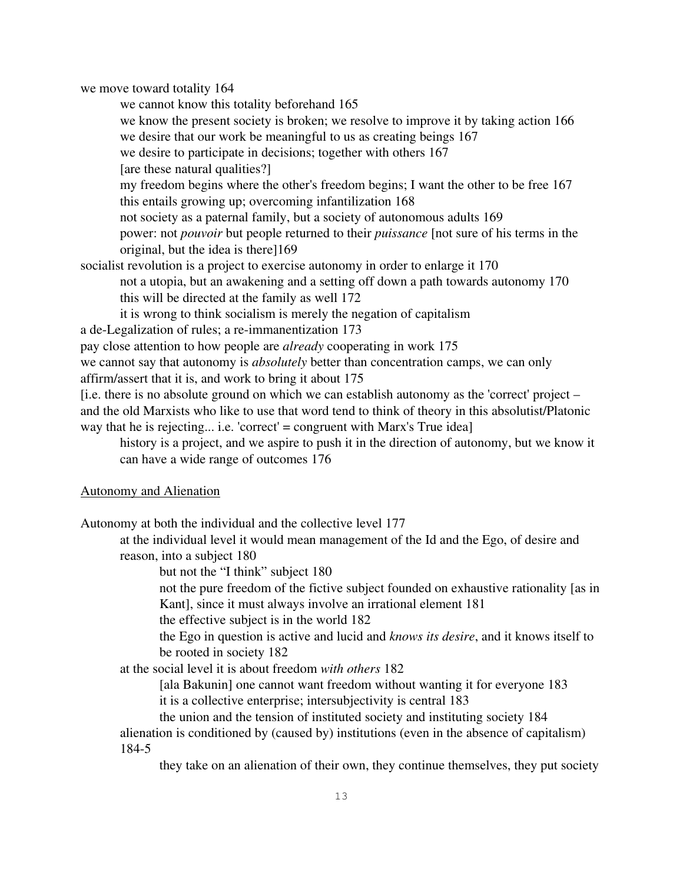we move toward totality 164

- we cannot know this totality beforehand 165
- we know the present society is broken; we resolve to improve it by taking action 166
- we desire that our work be meaningful to us as creating beings 167
- we desire to participate in decisions; together with others 167
- [are these natural qualities?]
- my freedom begins where the other's freedom begins; I want the other to be free 167
- this entails growing up; overcoming infantilization 168
- not society as a paternal family, but a society of autonomous adults 169
- power: not *pouvoir* but people returned to their *puissance* [not sure of his terms in the original, but the idea is there]169

socialist revolution is a project to exercise autonomy in order to enlarge it 170

- not a utopia, but an awakening and a setting off down a path towards autonomy 170
- this will be directed at the family as well 172
- it is wrong to think socialism is merely the negation of capitalism

a de-Legalization of rules; a re-immanentization 173

pay close attention to how people are *already* cooperating in work 175

we cannot say that autonomy is *absolutely* better than concentration camps, we can only affirm/assert that it is, and work to bring it about 175

[i.e. there is no absolute ground on which we can establish autonomy as the 'correct' project – and the old Marxists who like to use that word tend to think of theory in this absolutist/Platonic way that he is rejecting... i.e. 'correct' = congruent with Marx's True idea]

- history is a project, and we aspire to push it in the direction of autonomy, but we know it can have a wide range of outcomes 176

<u>Autonomy and Alienation</u>

Autonomy at both the individual and the collective level 177

- at the individual level it would mean management of the Id and the Ego, of desire and reason, into a subject 180
  - but not the "I think" subject 180
  - not the pure freedom of the fictive subject founded on exhaustive rationality [as in Kant], since it must always involve an irrational element 181
  - the effective subject is in the world 182
  - the Ego in question is active and lucid and *knows its desire*, and it knows itself to be rooted in society 182
- at the social level it is about freedom *with others* 182
  - [ala Bakunin] one cannot want freedom without wanting it for everyone 183
  - it is a collective enterprise; intersubjectivity is central 183
  - the union and the tension of instituted society and instituting society 184
- alienation is conditioned by (caused by) institutions (even in the absence of capitalism) 184-5
  - they take on an alienation of their own, they continue themselves, they put society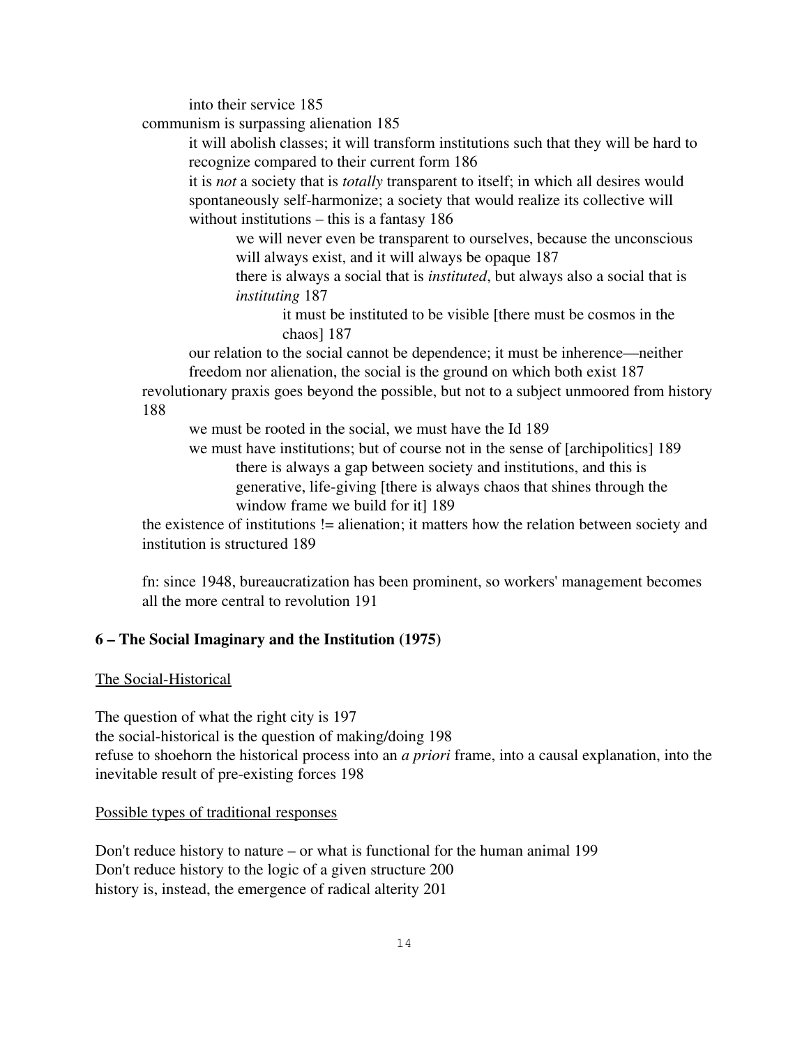into their service 185

communism is surpassing alienation 185

- it will abolish classes; it will transform institutions such that they will be hard to recognize compared to their current form 186
- it is *not* a society that is *totally* transparent to itself; in which all desires would spontaneously self-harmonize; a society that would realize its collective will without institutions – this is a fantasy 186
  - we will never even be transparent to ourselves, because the unconscious will always exist, and it will always be opaque 187
  - there is always a social that is *instituted*, but always also a social that is *instituting* 187
    - it must be instituted to be visible [there must be cosmos in the chaos] 187
- our relation to the social cannot be dependence; it must be inherence—neither freedom nor alienation, the social is the ground on which both exist 187

revolutionary praxis goes beyond the possible, but not to a subject unmoored from history 188

- we must be rooted in the social, we must have the Id 189
- we must have institutions; but of course not in the sense of [archipolitics] 189
  - there is always a gap between society and institutions, and this is generative, life-giving [there is always chaos that shines through the window frame we build for it] 189

the existence of institutions != alienation; it matters how the relation between society and institution is structured 189

fn: since 1948, bureaucratization has been prominent, so workers' management becomes all the more central to revolution 191

## 6 – The Social Imaginary and the Institution (1975)

### The Social-Historical

The question of what the right city is 197
the social-historical is the question of making/doing 198
refuse to shoehorn the historical process into an *a priori* frame, into a causal explanation, into the inevitable result of pre-existing forces 198

### Possible types of traditional responses

Don't reduce history to nature – or what is functional for the human animal 199
Don't reduce history to the logic of a given structure 200
history is, instead, the emergence of radical alterity 201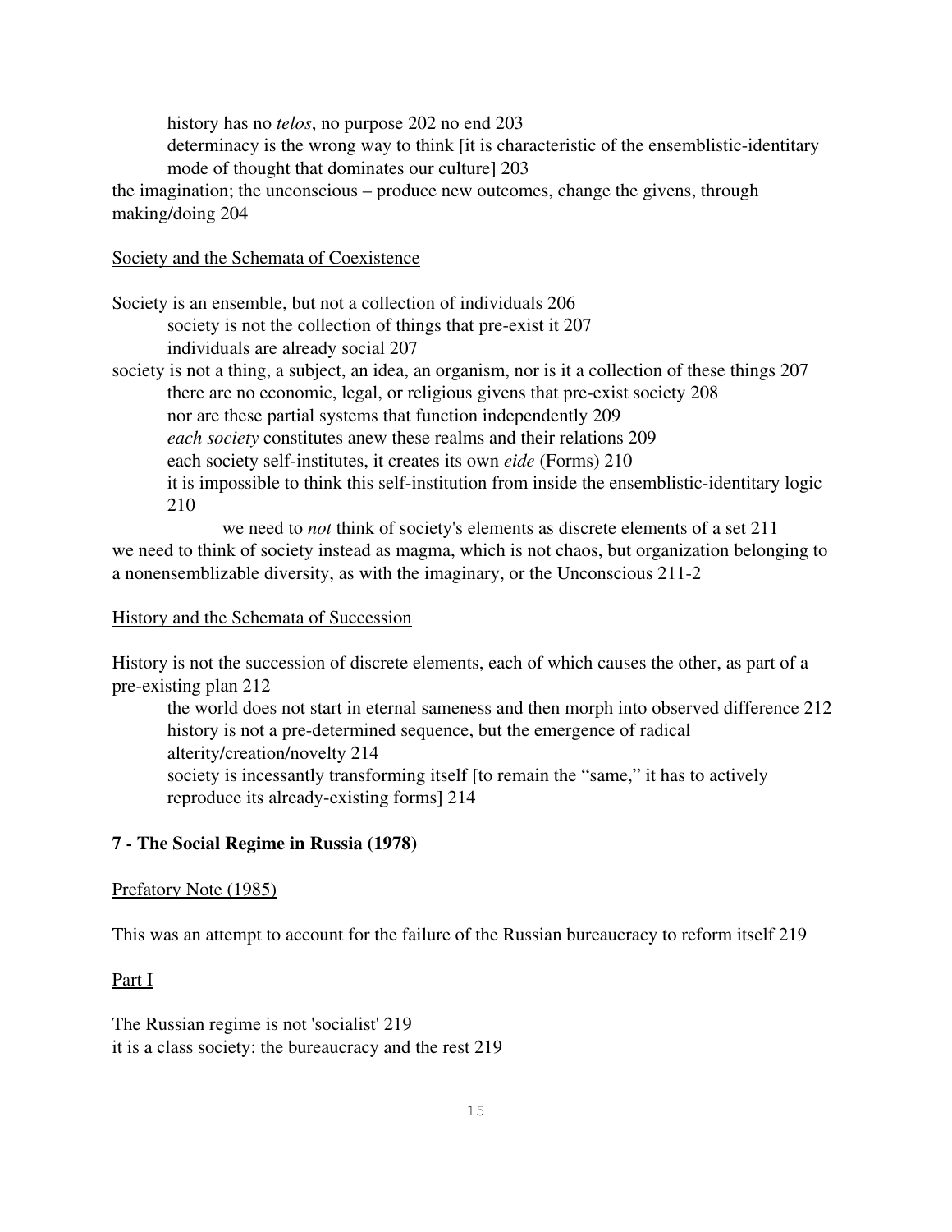history has no *telos*, no purpose 202 no end 203

determinacy is the wrong way to think [it is characteristic of the ensemblistic-identitary mode of thought that dominates our culture] 203

the imagination; the unconscious – produce new outcomes, change the givens, through making/doing 204

Society and the Schemata of Coexistence

Society is an ensemble, but not a collection of individuals 206

society is not the collection of things that pre-exist it 207

individuals are already social 207

society is not a thing, a subject, an idea, an organism, nor is it a collection of these things 207

there are no economic, legal, or religious givens that pre-exist society 208

nor are these partial systems that function independently 209

*each society* constitutes anew these realms and their relations 209

each society self-institutes, it creates its own *eide* (Forms) 210

it is impossible to think this self-institution from inside the ensemblistic-identitary logic 210

we need to *not* think of society's elements as discrete elements of a set 211

we need to think of society instead as magma, which is not chaos, but organization belonging to a nonensemblizable diversity, as with the imaginary, or the Unconscious 211-2

History and the Schemata of Succession

History is not the succession of discrete elements, each of which causes the other, as part of a pre-existing plan 212

the world does not start in eternal sameness and then morph into observed difference 212

history is not a pre-determined sequence, but the emergence of radical alterity/creation/novelty 214

society is incessantly transforming itself [to remain the "same," it has to actively reproduce its already-existing forms] 214

## 7 - The Social Regime in Russia (1978)

Prefatory Note (1985)

This was an attempt to account for the failure of the Russian bureaucracy to reform itself 219

Part I

The Russian regime is not 'socialist' 219

it is a class society: the bureaucracy and the rest 219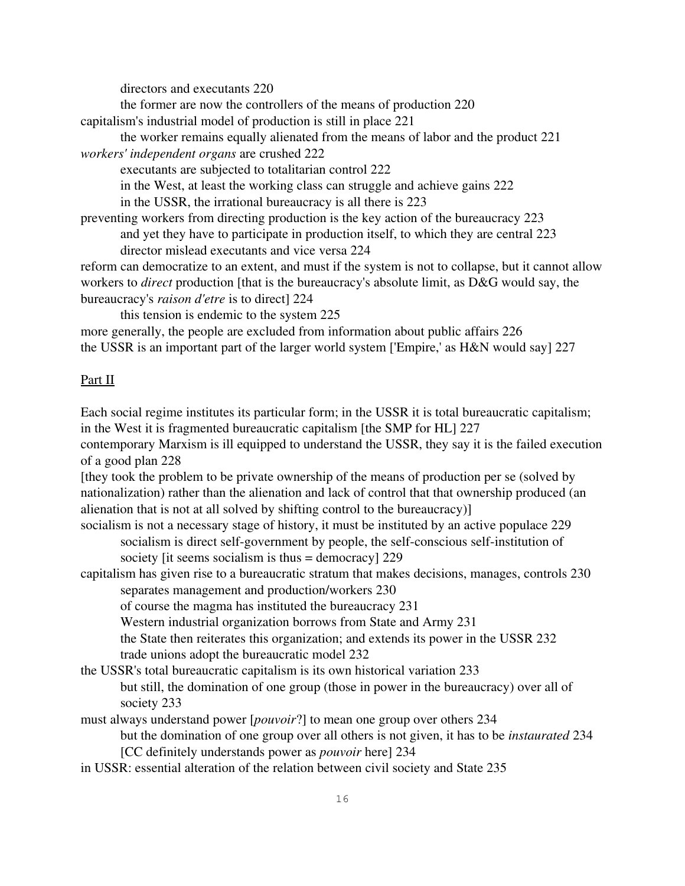directors and executants 220

the former are now the controllers of the means of production 220

capitalism's industrial model of production is still in place 221

the worker remains equally alienated from the means of labor and the product 221

*workers' independent organs* are crushed 222

executants are subjected to totalitarian control 222

in the West, at least the working class can struggle and achieve gains 222

in the USSR, the irrational bureaucracy is all there is 223

preventing workers from directing production is the key action of the bureaucracy 223

and yet they have to participate in production itself, to which they are central 223

director mislead executants and vice versa 224

reform can democratize to an extent, and must if the system is not to collapse, but it cannot allow workers to *direct* production [that is the bureaucracy's absolute limit, as D&G would say, the bureaucracy's *raison d'etre* is to direct] 224

this tension is endemic to the system 225

more generally, the people are excluded from information about public affairs 226

the USSR is an important part of the larger world system ['Empire,' as H&N would say] 227

## Part II

Each social regime institutes its particular form; in the USSR it is total bureaucratic capitalism; in the West it is fragmented bureaucratic capitalism [the SMP for HL] 227

contemporary Marxism is ill equipped to understand the USSR, they say it is the failed execution of a good plan 228

[they took the problem to be private ownership of the means of production per se (solved by nationalization) rather than the alienation and lack of control that that ownership produced (an alienation that is not at all solved by shifting control to the bureaucracy)]

socialism is not a necessary stage of history, it must be instituted by an active populace 229

socialism is direct self-government by people, the self-conscious self-institution of society [it seems socialism is thus = democracy] 229

capitalism has given rise to a bureaucratic stratum that makes decisions, manages, controls 230

separates management and production/workers 230

of course the magma has instituted the bureaucracy 231

Western industrial organization borrows from State and Army 231

the State then reiterates this organization; and extends its power in the USSR 232

trade unions adopt the bureaucratic model 232

the USSR's total bureaucratic capitalism is its own historical variation 233

but still, the domination of one group (those in power in the bureaucracy) over all of society 233

must always understand power [*pouvoir*?] to mean one group over others 234

but the domination of one group over all others is not given, it has to be *instaurated* 234

[CC definitely understands power as *pouvoir* here] 234

in USSR: essential alteration of the relation between civil society and State 235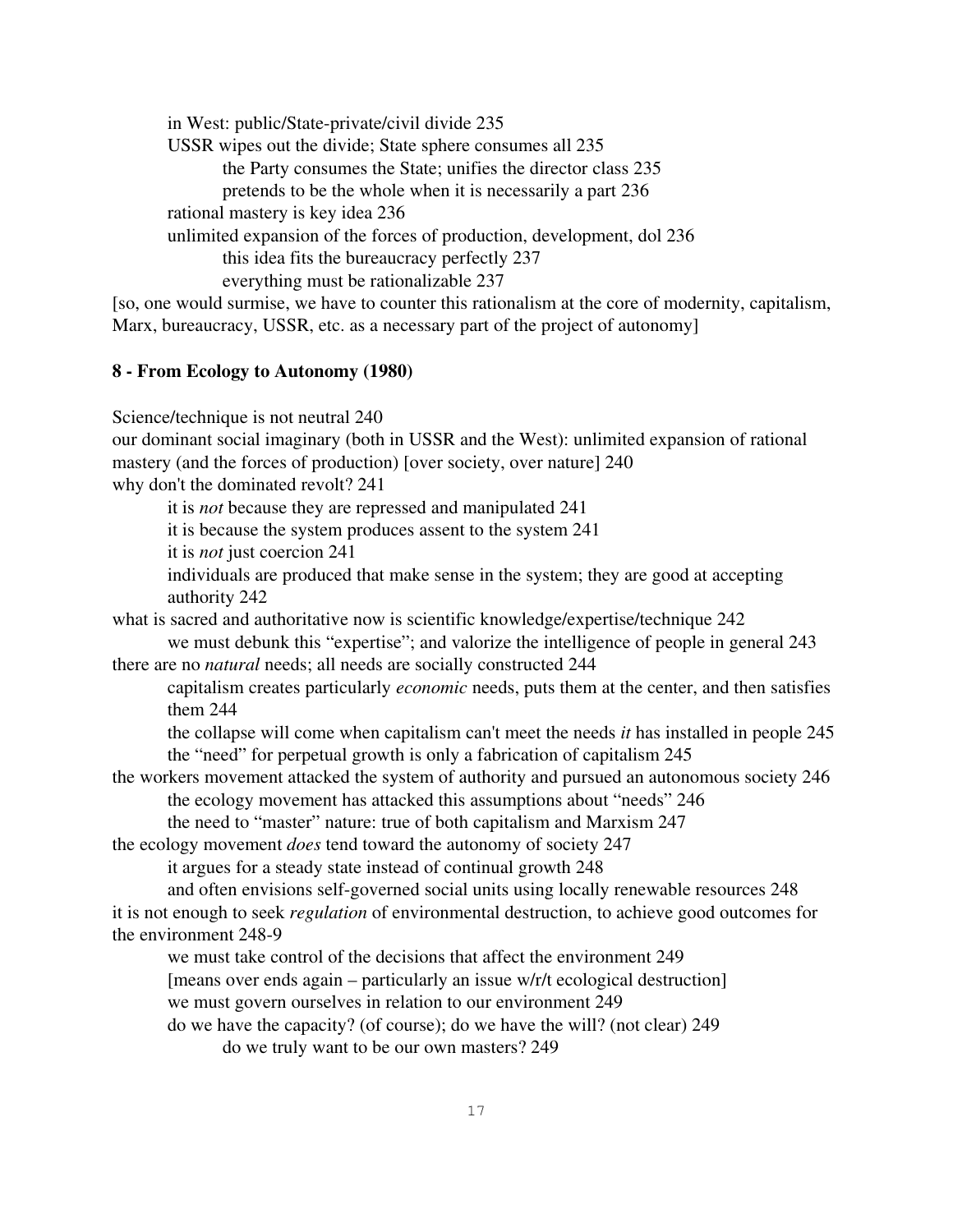- in West: public/State-private/civil divide 235
- USSR wipes out the divide; State sphere consumes all 235
    - the Party consumes the State; unifies the director class 235
    - pretends to be the whole when it is necessarily a part 236
- rational mastery is key idea 236
- unlimited expansion of the forces of production, development, dol 236
    - this idea fits the bureaucracy perfectly 237
    - everything must be rationalizable 237

[so, one would surmise, we have to counter this rationalism at the core of modernity, capitalism, Marx, bureaucracy, USSR, etc. as a necessary part of the project of autonomy]

**8 - From Ecology to Autonomy (1980)**

Science/technique is not neutral 240

our dominant social imaginary (both in USSR and the West): unlimited expansion of rational mastery (and the forces of production) [over society, over nature] 240

why don't the dominated revolt? 241

- it is *not* because they are repressed and manipulated 241
- it is because the system produces assent to the system 241
- it is *not* just coercion 241
- individuals are produced that make sense in the system; they are good at accepting authority 242

what is sacred and authoritative now is scientific knowledge/expertise/technique 242

- we must debunk this "expertise"; and valorize the intelligence of people in general 243

there are no *natural* needs; all needs are socially constructed 244

- capitalism creates particularly *economic* needs, puts them at the center, and then satisfies them 244
- the collapse will come when capitalism can't meet the needs *it* has installed in people 245
- the "need" for perpetual growth is only a fabrication of capitalism 245

the workers movement attacked the system of authority and pursued an autonomous society 246

- the ecology movement has attacked this assumptions about "needs" 246
- the need to "master" nature: true of both capitalism and Marxism 247

the ecology movement *does* tend toward the autonomy of society 247

- it argues for a steady state instead of continual growth 248
- and often envisions self-governed social units using locally renewable resources 248

it is not enough to seek *regulation* of environmental destruction, to achieve good outcomes for the environment 248-9

- we must take control of the decisions that affect the environment 249
- [means over ends again – particularly an issue w/r/t ecological destruction]
- we must govern ourselves in relation to our environment 249
- do we have the capacity? (of course); do we have the will? (not clear) 249
    - do we truly want to be our own masters? 249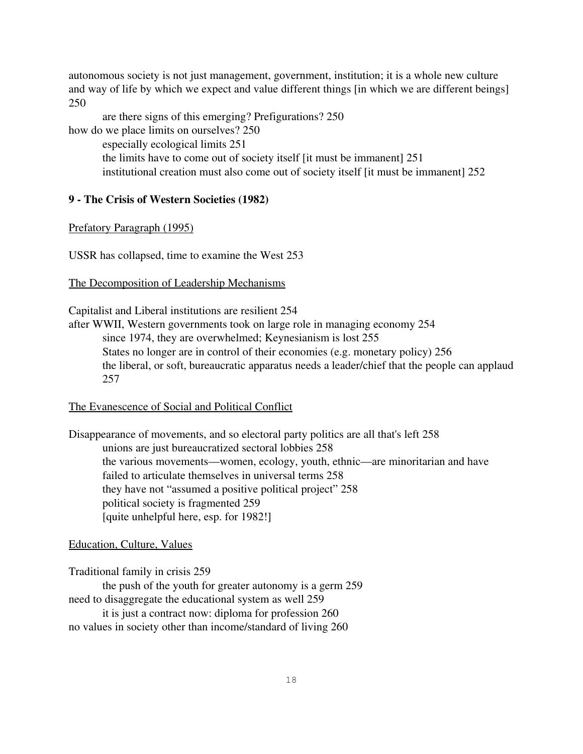autonomous society is not just management, government, institution; it is a whole new culture and way of life by which we expect and value different things [in which we are different beings] 250

- are there signs of this emerging? Prefigurations? 250

how do we place limits on ourselves? 250

- especially ecological limits 251
- the limits have to come out of society itself [it must be immanent] 251
- institutional creation must also come out of society itself [it must be immanent] 252

**9 - The Crisis of Western Societies (1982)**

<u>Prefatory Paragraph (1995)</u>

USSR has collapsed, time to examine the West 253

<u>The Decomposition of Leadership Mechanisms</u>

Capitalist and Liberal institutions are resilient 254

after WWII, Western governments took on large role in managing economy 254

- since 1974, they are overwhelmed; Keynesianism is lost 255
- States no longer are in control of their economies (e.g. monetary policy) 256
- the liberal, or soft, bureaucratic apparatus needs a leader/chief that the people can applaud 257

<u>The Evanescence of Social and Political Conflict</u>

Disappearance of movements, and so electoral party politics are all that's left 258

- unions are just bureaucratized sectoral lobbies 258
- the various movements—women, ecology, youth, ethnic—are minoritarian and have failed to articulate themselves in universal terms 258
- they have not "assumed a positive political project" 258
- political society is fragmented 259
- [quite unhelpful here, esp. for 1982!]

<u>Education, Culture, Values</u>

Traditional family in crisis 259

- the push of the youth for greater autonomy is a germ 259

need to disaggregate the educational system as well 259

- it is just a contract now: diploma for profession 260

no values in society other than income/standard of living 260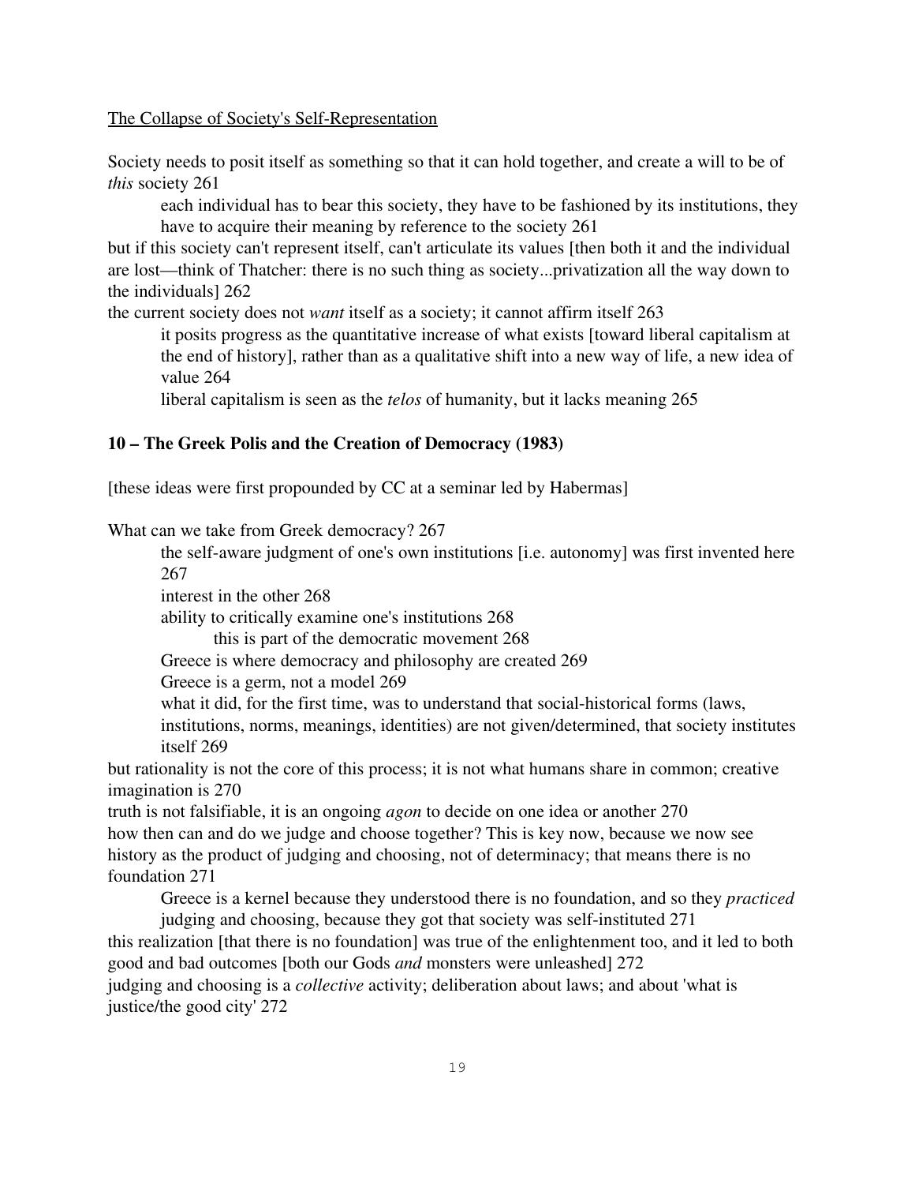<u>The Collapse of Society's Self-Representation</u>

Society needs to posit itself as something so that it can hold together, and create a will to be of *this* society 261

> each individual has to bear this society, they have to be fashioned by its institutions, they have to acquire their meaning by reference to the society 261

but if this society can't represent itself, can't articulate its values [then both it and the individual are lost—think of Thatcher: there is no such thing as society...privatization all the way down to the individuals] 262

the current society does not *want* itself as a society; it cannot affirm itself 263

> it posits progress as the quantitative increase of what exists [toward liberal capitalism at the end of history], rather than as a qualitative shift into a new way of life, a new idea of value 264
>
> liberal capitalism is seen as the *telos* of humanity, but it lacks meaning 265

## 10 – The Greek Polis and the Creation of Democracy (1983)

[these ideas were first propounded by CC at a seminar led by Habermas]

What can we take from Greek democracy? 267

> the self-aware judgment of one's own institutions [i.e. autonomy] was first invented here 267
>
> interest in the other 268
>
> ability to critically examine one's institutions 268
>
> > this is part of the democratic movement 268
>
> Greece is where democracy and philosophy are created 269
>
> Greece is a germ, not a model 269
>
> what it did, for the first time, was to understand that social-historical forms (laws, institutions, norms, meanings, identities) are not given/determined, that society institutes itself 269

but rationality is not the core of this process; it is not what humans share in common; creative imagination is 270

truth is not falsifiable, it is an ongoing *agon* to decide on one idea or another 270

how then can and do we judge and choose together? This is key now, because we now see history as the product of judging and choosing, not of determinacy; that means there is no foundation 271

> Greece is a kernel because they understood there is no foundation, and so they *practiced* judging and choosing, because they got that society was self-instituted 271

this realization [that there is no foundation] was true of the enlightenment too, and it led to both good and bad outcomes [both our Gods *and* monsters were unleashed] 272

judging and choosing is a *collective* activity; deliberation about laws; and about 'what is justice/the good city' 272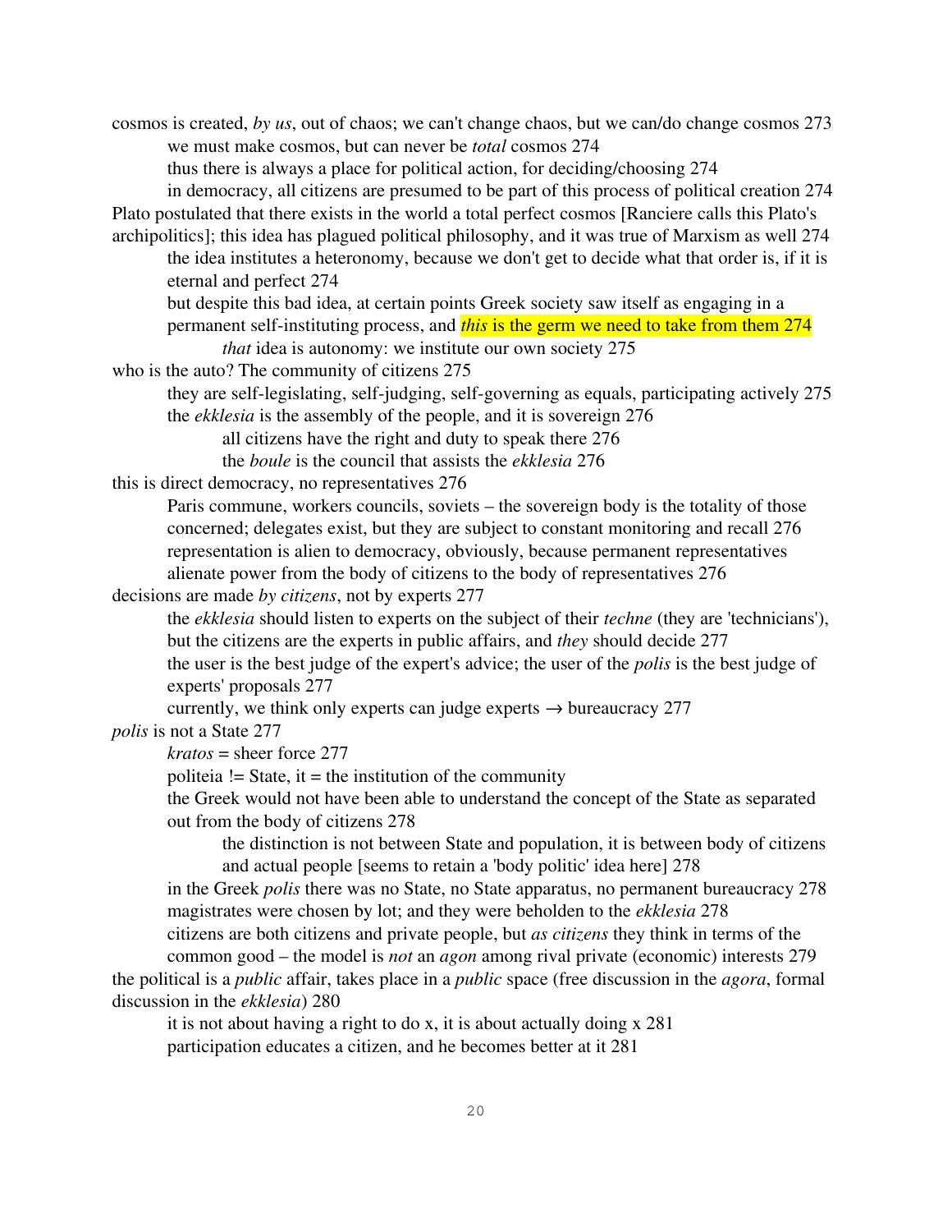cosmos is created, *by us*, out of chaos; we can't change chaos, but we can/do change cosmos 273

- we must make cosmos, but can never be *total* cosmos 274
- thus there is always a place for political action, for deciding/choosing 274
- in democracy, all citizens are presumed to be part of this process of political creation 274

Plato postulated that there exists in the world a total perfect cosmos [Ranciere calls this Plato's archipolitics]; this idea has plagued political philosophy, and it was true of Marxism as well 274

- the idea institutes a heteronomy, because we don't get to decide what that order is, if it is eternal and perfect 274
- but despite this bad idea, at certain points Greek society saw itself as engaging in a permanent self-instituting process, and ***this* is the germ we need to take from them 274**
    - *that* idea is autonomy: we institute our own society 275

who is the auto? The community of citizens 275

- they are self-legislating, self-judging, self-governing as equals, participating actively 275
- the *ekklesia* is the assembly of the people, and it is sovereign 276
    - all citizens have the right and duty to speak there 276
    - the *boule* is the council that assists the *ekklesia* 276

this is direct democracy, no representatives 276

- Paris commune, workers councils, soviets – the sovereign body is the totality of those concerned; delegates exist, but they are subject to constant monitoring and recall 276
- representation is alien to democracy, obviously, because permanent representatives alienate power from the body of citizens to the body of representatives 276

decisions are made *by citizens*, not by experts 277

- the *ekklesia* should listen to experts on the subject of their *techne* (they are 'technicians'), but the citizens are the experts in public affairs, and *they* should decide 277
- the user is the best judge of the expert's advice; the user of the *polis* is the best judge of experts' proposals 277
- currently, we think only experts can judge experts → bureaucracy 277

*polis* is not a State 277

- *kratos* = sheer force 277
- politeia != State, it = the institution of the community
- the Greek would not have been able to understand the concept of the State as separated out from the body of citizens 278
    - the distinction is not between State and population, it is between body of citizens and actual people [seems to retain a 'body politic' idea here] 278
- in the Greek *polis* there was no State, no State apparatus, no permanent bureaucracy 278
- magistrates were chosen by lot; and they were beholden to the *ekklesia* 278
- citizens are both citizens and private people, but *as citizens* they think in terms of the common good – the model is *not* an *agon* among rival private (economic) interests 279

the political is a *public* affair, takes place in a *public* space (free discussion in the *agora*, formal discussion in the *ekklesia*) 280

- it is not about having a right to do x, it is about actually doing x 281
- participation educates a citizen, and he becomes better at it 281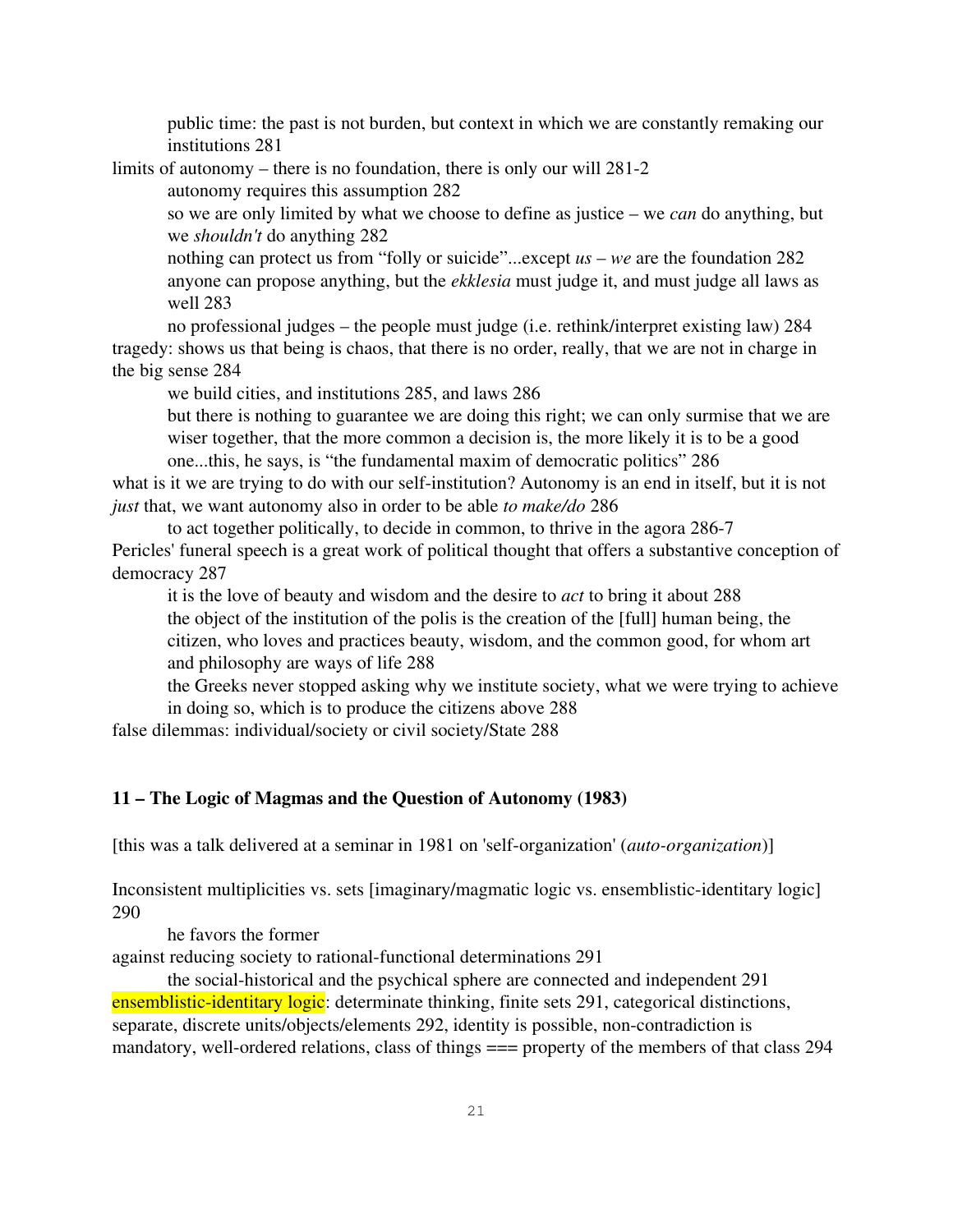public time: the past is not burden, but context in which we are constantly remaking our institutions 281

limits of autonomy – there is no foundation, there is only our will 281-2

autonomy requires this assumption 282

so we are only limited by what we choose to define as justice – we *can* do anything, but we *shouldn't* do anything 282

nothing can protect us from "folly or suicide"...except *us* – *we* are the foundation 282

anyone can propose anything, but the *ekklesia* must judge it, and must judge all laws as well 283

no professional judges – the people must judge (i.e. rethink/interpret existing law) 284

tragedy: shows us that being is chaos, that there is no order, really, that we are not in charge in the big sense 284

we build cities, and institutions 285, and laws 286

but there is nothing to guarantee we are doing this right; we can only surmise that we are wiser together, that the more common a decision is, the more likely it is to be a good one...this, he says, is "the fundamental maxim of democratic politics" 286

what is it we are trying to do with our self-institution? Autonomy is an end in itself, but it is not *just* that, we want autonomy also in order to be able *to make/do* 286

to act together politically, to decide in common, to thrive in the agora 286-7

Pericles' funeral speech is a great work of political thought that offers a substantive conception of democracy 287

it is the love of beauty and wisdom and the desire to *act* to bring it about 288

the object of the institution of the polis is the creation of the [full] human being, the citizen, who loves and practices beauty, wisdom, and the common good, for whom art and philosophy are ways of life 288

the Greeks never stopped asking why we institute society, what we were trying to achieve in doing so, which is to produce the citizens above 288

false dilemmas: individual/society or civil society/State 288

## 11 – The Logic of Magmas and the Question of Autonomy (1983)

[this was a talk delivered at a seminar in 1981 on 'self-organization' (*auto-organization*)]

Inconsistent multiplicities vs. sets [imaginary/magmatic logic vs. ensemblistic-identitary logic] 290

he favors the former

against reducing society to rational-functional determinations 291

the social-historical and the psychical sphere are connected and independent 291

ensemblistic-identitary logic: determinate thinking, finite sets 291, categorical distinctions, separate, discrete units/objects/elements 292, identity is possible, non-contradiction is mandatory, well-ordered relations, class of things === property of the members of that class 294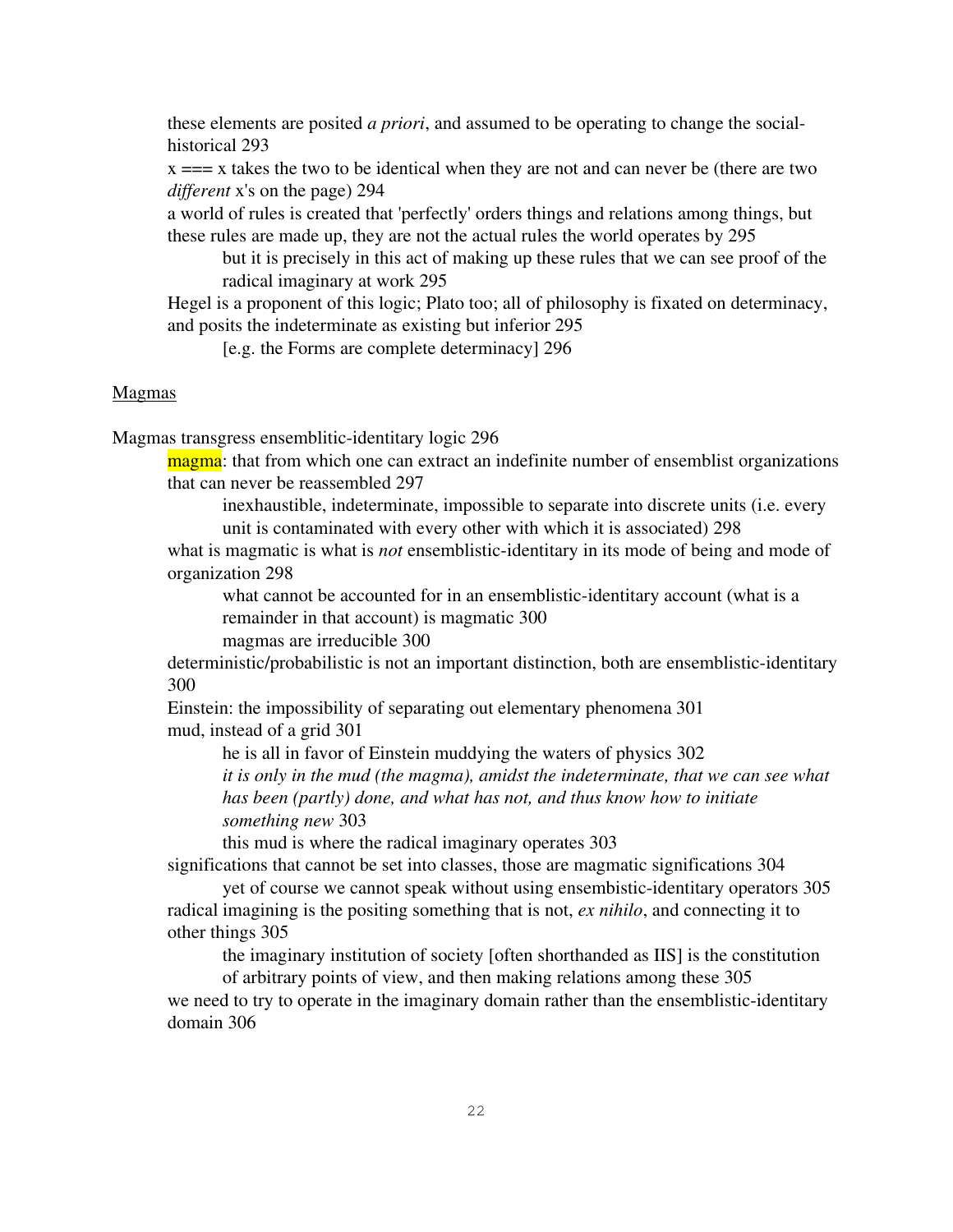these elements are posited *a priori*, and assumed to be operating to change the social-historical 293

x === x takes the two to be identical when they are not and can never be (there are two *different* x's on the page) 294

a world of rules is created that 'perfectly' orders things and relations among things, but these rules are made up, they are not the actual rules the world operates by 295

> but it is precisely in this act of making up these rules that we can see proof of the radical imaginary at work 295

Hegel is a proponent of this logic; Plato too; all of philosophy is fixated on determinacy, and posits the indeterminate as existing but inferior 295

> [e.g. the Forms are complete determinacy] 296

<u>Magmas</u>

Magmas transgress ensemblitic-identitary logic 296

> magma: that from which one can extract an indefinite number of ensemblist organizations that can never be reassembled 297
>
> > inexhaustible, indeterminate, impossible to separate into discrete units (i.e. every unit is contaminated with every other with which it is associated) 298
>
> what is magmatic is what is *not* ensemblistic-identitary in its mode of being and mode of organization 298
>
> > what cannot be accounted for in an ensemblistic-identitary account (what is a remainder in that account) is magmatic 300
> >
> > magmas are irreducible 300
>
> deterministic/probabilistic is not an important distinction, both are ensemblistic-identitary 300
>
> Einstein: the impossibility of separating out elementary phenomena 301
>
> mud, instead of a grid 301
>
> > he is all in favor of Einstein muddying the waters of physics 302
> >
> > *it is only in the mud (the magma), amidst the indeterminate, that we can see what has been (partly) done, and what has not, and thus know how to initiate something new* 303
> >
> > this mud is where the radical imaginary operates 303
>
> significations that cannot be set into classes, those are magmatic significations 304
>
> > yet of course we cannot speak without using ensembistic-identitary operators 305
>
> radical imagining is the positing something that is not, *ex nihilo*, and connecting it to other things 305
>
> > the imaginary institution of society [often shorthanded as IIS] is the constitution of arbitrary points of view, and then making relations among these 305
>
> we need to try to operate in the imaginary domain rather than the ensemblistic-identitary domain 306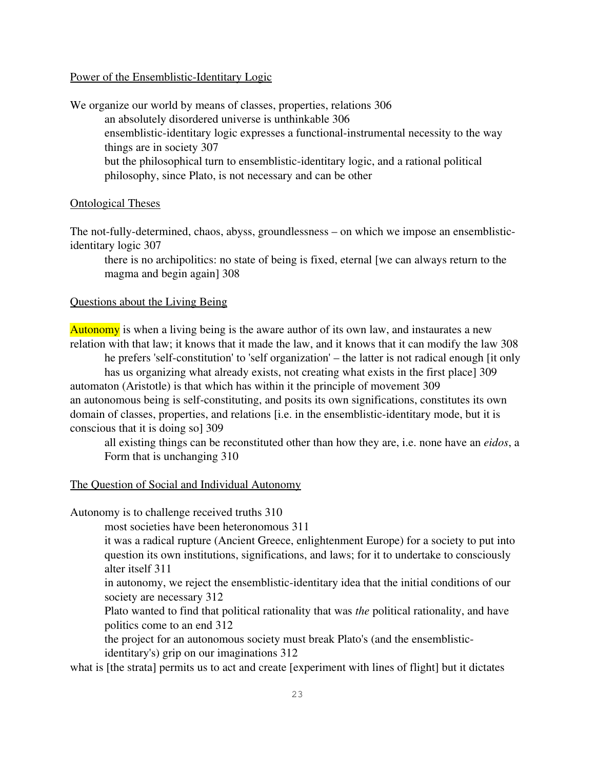Power of the Ensemblistic-Identitary Logic

We organize our world by means of classes, properties, relations 306

- an absolutely disordered universe is unthinkable 306
- ensemblistic-identitary logic expresses a functional-instrumental necessity to the way things are in society 307
- but the philosophical turn to ensemblistic-identitary logic, and a rational political philosophy, since Plato, is not necessary and can be other

Ontological Theses

The not-fully-determined, chaos, abyss, groundlessness – on which we impose an ensemblistic-identitary logic 307

- there is no archipolitics: no state of being is fixed, eternal [we can always return to the magma and begin again] 308

Questions about the Living Being

Autonomy is when a living being is the aware author of its own law, and instaurates a new relation with that law; it knows that it made the law, and it knows that it can modify the law 308

- he prefers 'self-constitution' to 'self organization' – the latter is not radical enough [it only has us organizing what already exists, not creating what exists in the first place] 309

automaton (Aristotle) is that which has within it the principle of movement 309

an autonomous being is self-constituting, and posits its own significations, constitutes its own domain of classes, properties, and relations [i.e. in the ensemblistic-identitary mode, but it is conscious that it is doing so] 309

- all existing things can be reconstituted other than how they are, i.e. none have an *eidos*, a Form that is unchanging 310

The Question of Social and Individual Autonomy

Autonomy is to challenge received truths 310

- most societies have been heteronomous 311
- it was a radical rupture (Ancient Greece, enlightenment Europe) for a society to put into question its own institutions, significations, and laws; for it to undertake to consciously alter itself 311
- in autonomy, we reject the ensemblistic-identitary idea that the initial conditions of our society are necessary 312
- Plato wanted to find that political rationality that was *the* political rationality, and have politics come to an end 312
- the project for an autonomous society must break Plato's (and the ensemblistic-identitary's) grip on our imaginations 312

what is [the strata] permits us to act and create [experiment with lines of flight] but it dictates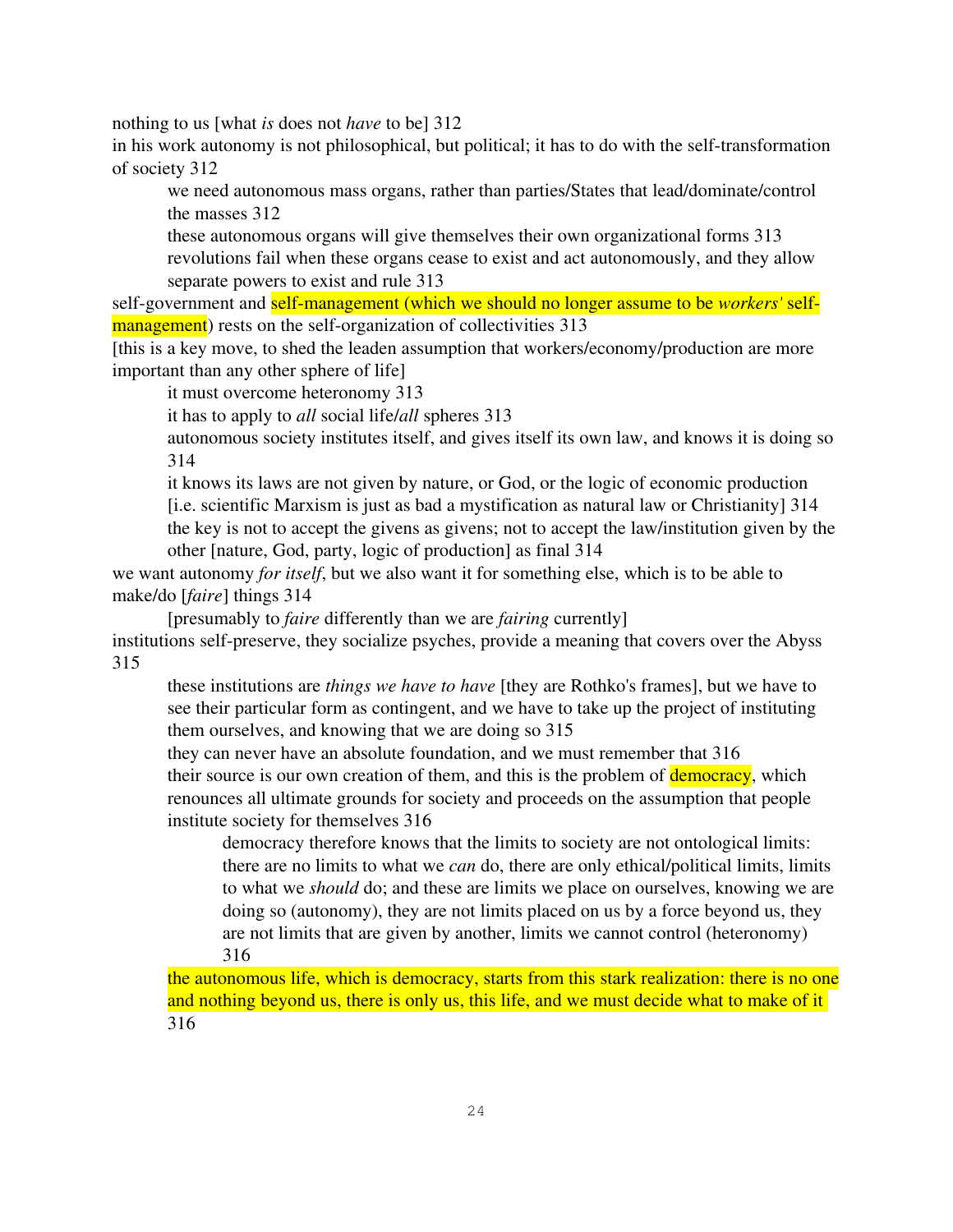nothing to us [what *is* does not *have* to be] 312

in his work autonomy is not philosophical, but political; it has to do with the self-transformation of society 312

> we need autonomous mass organs, rather than parties/States that lead/dominate/control the masses 312
>
> these autonomous organs will give themselves their own organizational forms 313
>
> revolutions fail when these organs cease to exist and act autonomously, and they allow separate powers to exist and rule 313

self-government and self-management (which we should no longer assume to be *workers'* self-management) rests on the self-organization of collectivities 313

[this is a key move, to shed the leaden assumption that workers/economy/production are more important than any other sphere of life]

> it must overcome heteronomy 313
>
> it has to apply to *all* social life/*all* spheres 313
>
> autonomous society institutes itself, and gives itself its own law, and knows it is doing so 314
>
> it knows its laws are not given by nature, or God, or the logic of economic production [i.e. scientific Marxism is just as bad a mystification as natural law or Christianity] 314
>
> the key is not to accept the givens as givens; not to accept the law/institution given by the other [nature, God, party, logic of production] as final 314

we want autonomy *for itself*, but we also want it for something else, which is to be able to make/do [*faire*] things 314

> [presumably to *faire* differently than we are *fairing* currently]

institutions self-preserve, they socialize psyches, provide a meaning that covers over the Abyss 315

> these institutions are *things we have to have* [they are Rothko's frames], but we have to see their particular form as contingent, and we have to take up the project of instituting them ourselves, and knowing that we are doing so 315
>
> they can never have an absolute foundation, and we must remember that 316
>
> their source is our own creation of them, and this is the problem of democracy, which renounces all ultimate grounds for society and proceeds on the assumption that people institute society for themselves 316
>
> > democracy therefore knows that the limits to society are not ontological limits: there are no limits to what we *can* do, there are only ethical/political limits, limits to what we *should* do; and these are limits we place on ourselves, knowing we are doing so (autonomy), they are not limits placed on us by a force beyond us, they are not limits that are given by another, limits we cannot control (heteronomy) 316
>
> the autonomous life, which is democracy, starts from this stark realization: there is no one and nothing beyond us, there is only us, this life, and we must decide what to make of it 316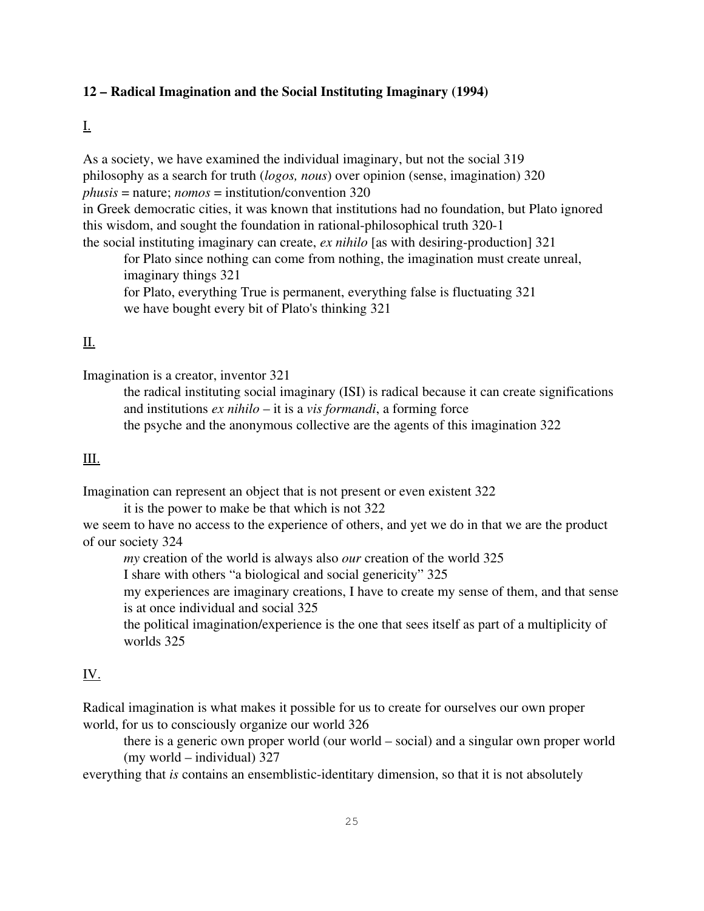**12 – Radical Imagination and the Social Instituting Imaginary (1994)**

<u>I.</u>

As a society, we have examined the individual imaginary, but not the social 319
philosophy as a search for truth (*logos, nous*) over opinion (sense, imagination) 320
*phusis* = nature; *nomos* = institution/convention 320
in Greek democratic cities, it was known that institutions had no foundation, but Plato ignored this wisdom, and sought the foundation in rational-philosophical truth 320-1
the social instituting imaginary can create, *ex nihilo* [as with desiring-production] 321

- for Plato since nothing can come from nothing, the imagination must create unreal, imaginary things 321
- for Plato, everything True is permanent, everything false is fluctuating 321
- we have bought every bit of Plato's thinking 321

<u>II.</u>

Imagination is a creator, inventor 321

- the radical instituting social imaginary (ISI) is radical because it can create significations and institutions *ex nihilo* – it is a *vis formandi*, a forming force
- the psyche and the anonymous collective are the agents of this imagination 322

<u>III.</u>

Imagination can represent an object that is not present or even existent 322

- it is the power to make be that which is not 322

we seem to have no access to the experience of others, and yet we do in that we are the product of our society 324

- *my* creation of the world is always also *our* creation of the world 325
- I share with others "a biological and social genericity" 325
- my experiences are imaginary creations, I have to create my sense of them, and that sense is at once individual and social 325
- the political imagination/experience is the one that sees itself as part of a multiplicity of worlds 325

<u>IV.</u>

Radical imagination is what makes it possible for us to create for ourselves our own proper world, for us to consciously organize our world 326

- there is a generic own proper world (our world – social) and a singular own proper world (my world – individual) 327

everything that *is* contains an ensemblistic-identitary dimension, so that it is not absolutely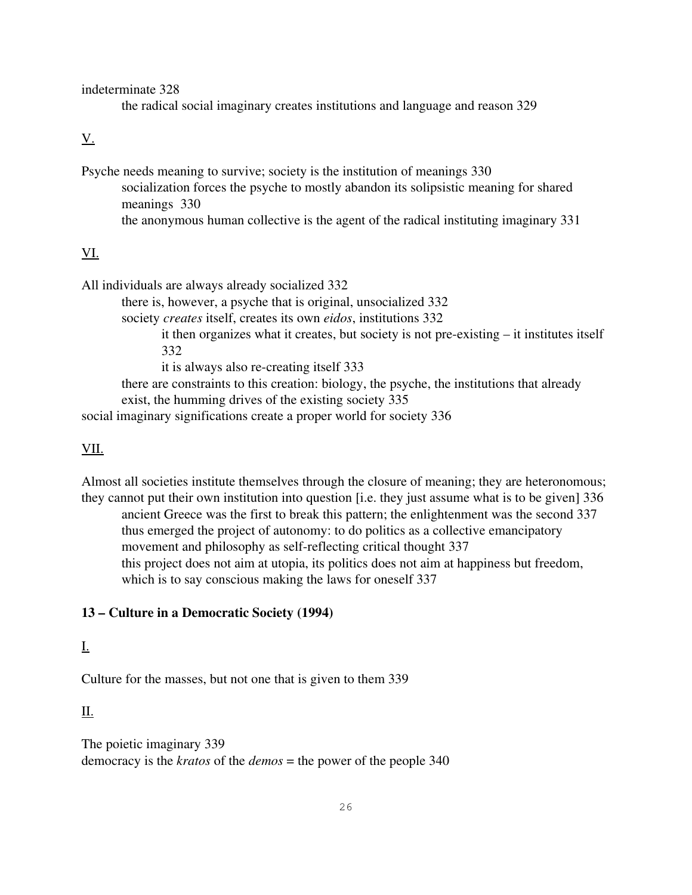indeterminate 328

  the radical social imaginary creates institutions and language and reason 329

<u>V.</u>

Psyche needs meaning to survive; society is the institution of meanings 330

  socialization forces the psyche to mostly abandon its solipsistic meaning for shared meanings 330

  the anonymous human collective is the agent of the radical instituting imaginary 331

<u>VI.</u>

All individuals are always already socialized 332

  there is, however, a psyche that is original, unsocialized 332

  society *creates* itself, creates its own *eidos*, institutions 332

    it then organizes what it creates, but society is not pre-existing – it institutes itself 332

    it is always also re-creating itself 333

  there are constraints to this creation: biology, the psyche, the institutions that already exist, the humming drives of the existing society 335

social imaginary significations create a proper world for society 336

<u>VII.</u>

Almost all societies institute themselves through the closure of meaning; they are heteronomous; they cannot put their own institution into question [i.e. they just assume what is to be given] 336

  ancient Greece was the first to break this pattern; the enlightenment was the second 337

  thus emerged the project of autonomy: to do politics as a collective emancipatory movement and philosophy as self-reflecting critical thought 337

  this project does not aim at utopia, its politics does not aim at happiness but freedom, which is to say conscious making the laws for oneself 337

**13 – Culture in a Democratic Society (1994)**

<u>I.</u>

Culture for the masses, but not one that is given to them 339

<u>II.</u>

The poietic imaginary 339

democracy is the *kratos* of the *demos* = the power of the people 340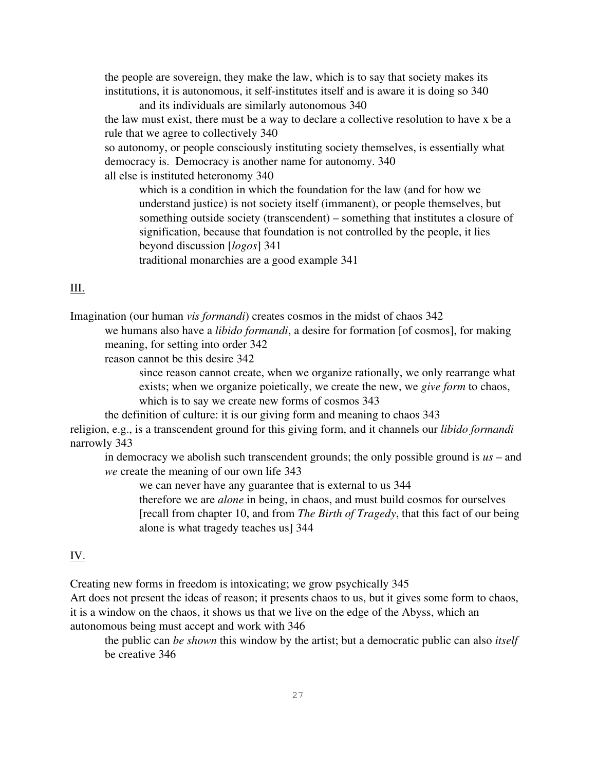the people are sovereign, they make the law, which is to say that society makes its institutions, it is autonomous, it self-institutes itself and is aware it is doing so 340

  and its individuals are similarly autonomous 340

the law must exist, there must be a way to declare a collective resolution to have x be a rule that we agree to collectively 340

so autonomy, or people consciously instituting society themselves, is essentially what democracy is. Democracy is another name for autonomy. 340

all else is instituted heteronomy 340

  which is a condition in which the foundation for the law (and for how we understand justice) is not society itself (immanent), or people themselves, but something outside society (transcendent) – something that institutes a closure of signification, because that foundation is not controlled by the people, it lies beyond discussion [*logos*] 341

  traditional monarchies are a good example 341

III.

Imagination (our human *vis formandi*) creates cosmos in the midst of chaos 342

  we humans also have a *libido formandi*, a desire for formation [of cosmos], for making meaning, for setting into order 342

  reason cannot be this desire 342

    since reason cannot create, when we organize rationally, we only rearrange what exists; when we organize poietically, we create the new, we *give form* to chaos, which is to say we create new forms of cosmos 343

  the definition of culture: it is our giving form and meaning to chaos 343

religion, e.g., is a transcendent ground for this giving form, and it channels our *libido formandi* narrowly 343

  in democracy we abolish such transcendent grounds; the only possible ground is *us* – and *we* create the meaning of our own life 343

    we can never have any guarantee that is external to us 344

    therefore we are *alone* in being, in chaos, and must build cosmos for ourselves [recall from chapter 10, and from *The Birth of Tragedy*, that this fact of our being alone is what tragedy teaches us] 344

IV.

Creating new forms in freedom is intoxicating; we grow psychically 345

Art does not present the ideas of reason; it presents chaos to us, but it gives some form to chaos, it is a window on the chaos, it shows us that we live on the edge of the Abyss, which an autonomous being must accept and work with 346

  the public can *be shown* this window by the artist; but a democratic public can also *itself* be creative 346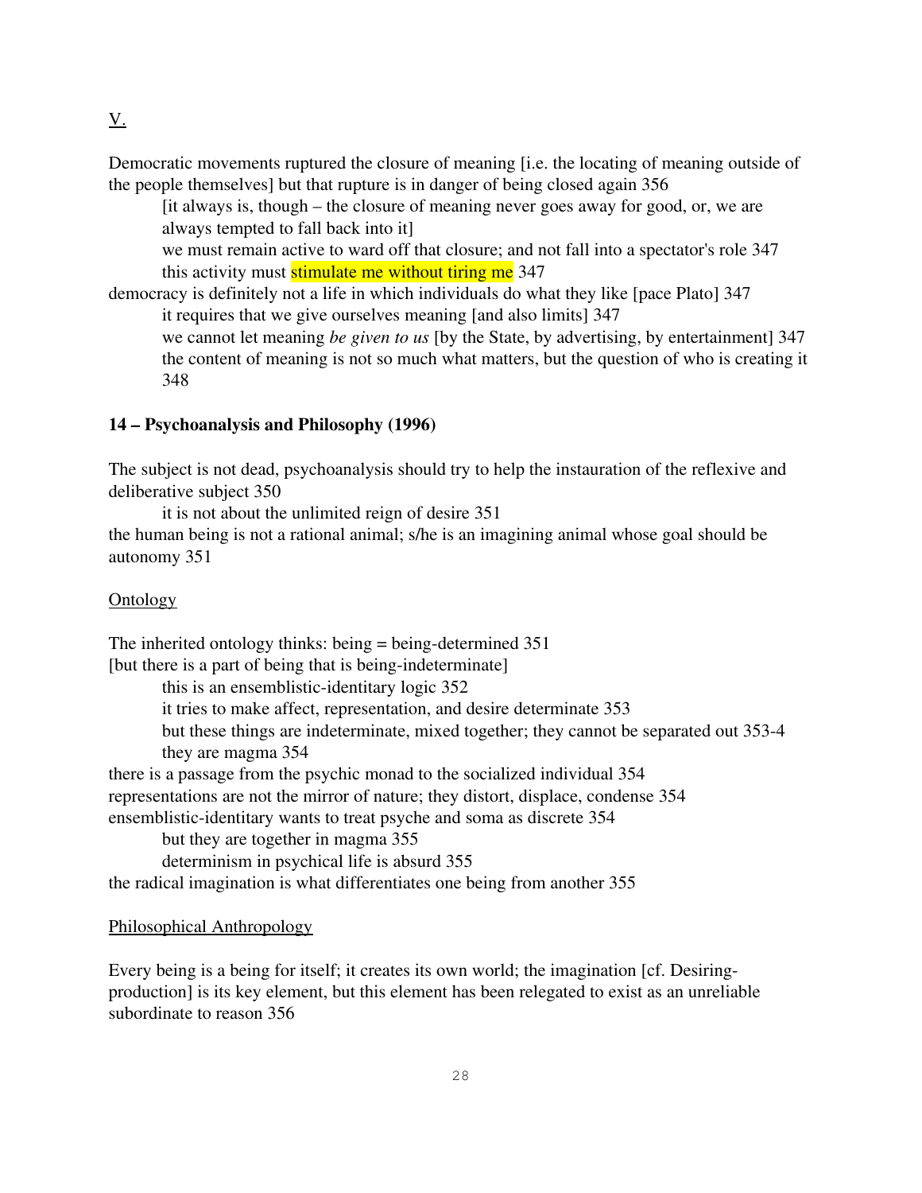<u>V.</u>

Democratic movements ruptured the closure of meaning [i.e. the locating of meaning outside of the people themselves] but that rupture is in danger of being closed again 356

> [it always is, though – the closure of meaning never goes away for good, or, we are always tempted to fall back into it]
>
> we must remain active to ward off that closure; and not fall into a spectator's role 347
>
> this activity must <mark>stimulate me without tiring me</mark> 347

democracy is definitely not a life in which individuals do what they like [pace Plato] 347

> it requires that we give ourselves meaning [and also limits] 347
>
> we cannot let meaning *be given to us* [by the State, by advertising, by entertainment] 347
>
> the content of meaning is not so much what matters, but the question of who is creating it 348

**14 – Psychoanalysis and Philosophy (1996)**

The subject is not dead, psychoanalysis should try to help the instauration of the reflexive and deliberative subject 350

> it is not about the unlimited reign of desire 351

the human being is not a rational animal; s/he is an imagining animal whose goal should be autonomy 351

<u>Ontology</u>

The inherited ontology thinks: being = being-determined 351

[but there is a part of being that is being-indeterminate]

> this is an ensemblistic-identitary logic 352
>
> it tries to make affect, representation, and desire determinate 353
>
> but these things are indeterminate, mixed together; they cannot be separated out 353-4
>
> they are magma 354

there is a passage from the psychic monad to the socialized individual 354

representations are not the mirror of nature; they distort, displace, condense 354

ensemblistic-identitary wants to treat psyche and soma as discrete 354

> but they are together in magma 355
>
> determinism in psychical life is absurd 355

the radical imagination is what differentiates one being from another 355

<u>Philosophical Anthropology</u>

Every being is a being for itself; it creates its own world; the imagination [cf. Desiring-production] is its key element, but this element has been relegated to exist as an unreliable subordinate to reason 356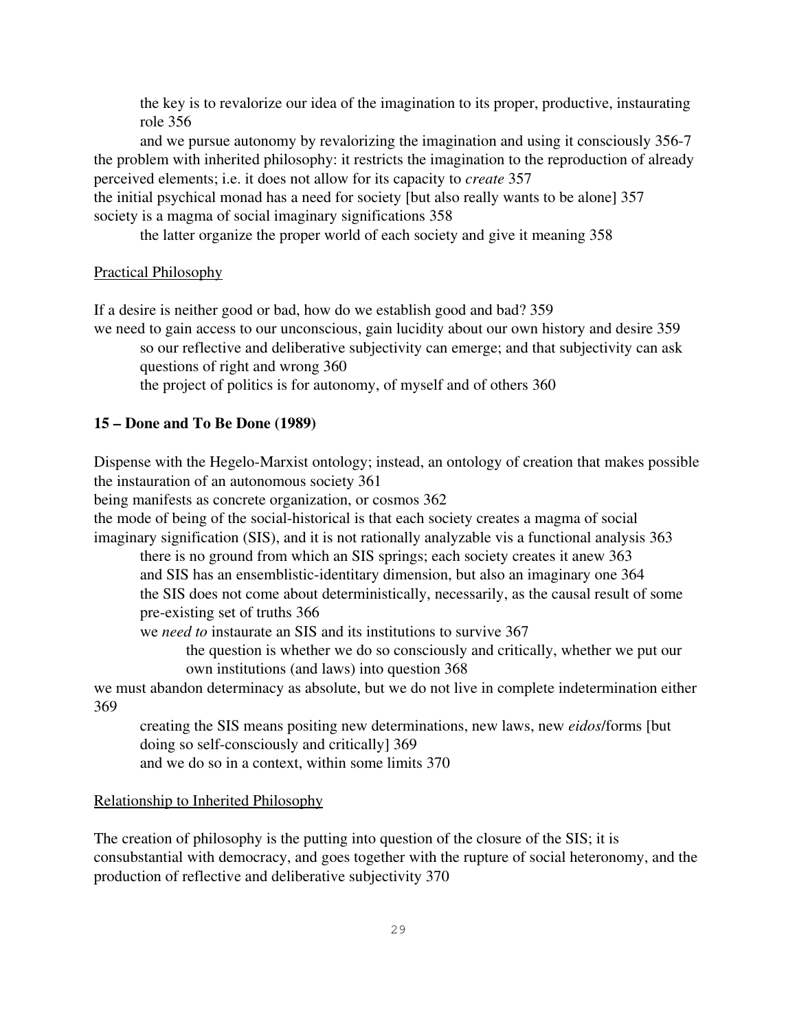the key is to revalorize our idea of the imagination to its proper, productive, instaurating role 356

and we pursue autonomy by revalorizing the imagination and using it consciously 356-7

the problem with inherited philosophy: it restricts the imagination to the reproduction of already perceived elements; i.e. it does not allow for its capacity to *create* 357

the initial psychical monad has a need for society [but also really wants to be alone] 357

society is a magma of social imaginary significations 358

the latter organize the proper world of each society and give it meaning 358

<u>Practical Philosophy</u>

If a desire is neither good or bad, how do we establish good and bad? 359

we need to gain access to our unconscious, gain lucidity about our own history and desire 359

so our reflective and deliberative subjectivity can emerge; and that subjectivity can ask questions of right and wrong 360

the project of politics is for autonomy, of myself and of others 360

**15 – Done and To Be Done (1989)**

Dispense with the Hegelo-Marxist ontology; instead, an ontology of creation that makes possible the instauration of an autonomous society 361

being manifests as concrete organization, or cosmos 362

the mode of being of the social-historical is that each society creates a magma of social imaginary signification (SIS), and it is not rationally analyzable vis a functional analysis 363

there is no ground from which an SIS springs; each society creates it anew 363

and SIS has an ensemblistic-identitary dimension, but also an imaginary one 364

the SIS does not come about deterministically, necessarily, as the causal result of some pre-existing set of truths 366

we *need to* instaurate an SIS and its institutions to survive 367

the question is whether we do so consciously and critically, whether we put our own institutions (and laws) into question 368

we must abandon determinacy as absolute, but we do not live in complete indetermination either 369

creating the SIS means positing new determinations, new laws, new *eidos*/forms [but doing so self-consciously and critically] 369

and we do so in a context, within some limits 370

<u>Relationship to Inherited Philosophy</u>

The creation of philosophy is the putting into question of the closure of the SIS; it is consubstantial with democracy, and goes together with the rupture of social heteronomy, and the production of reflective and deliberative subjectivity 370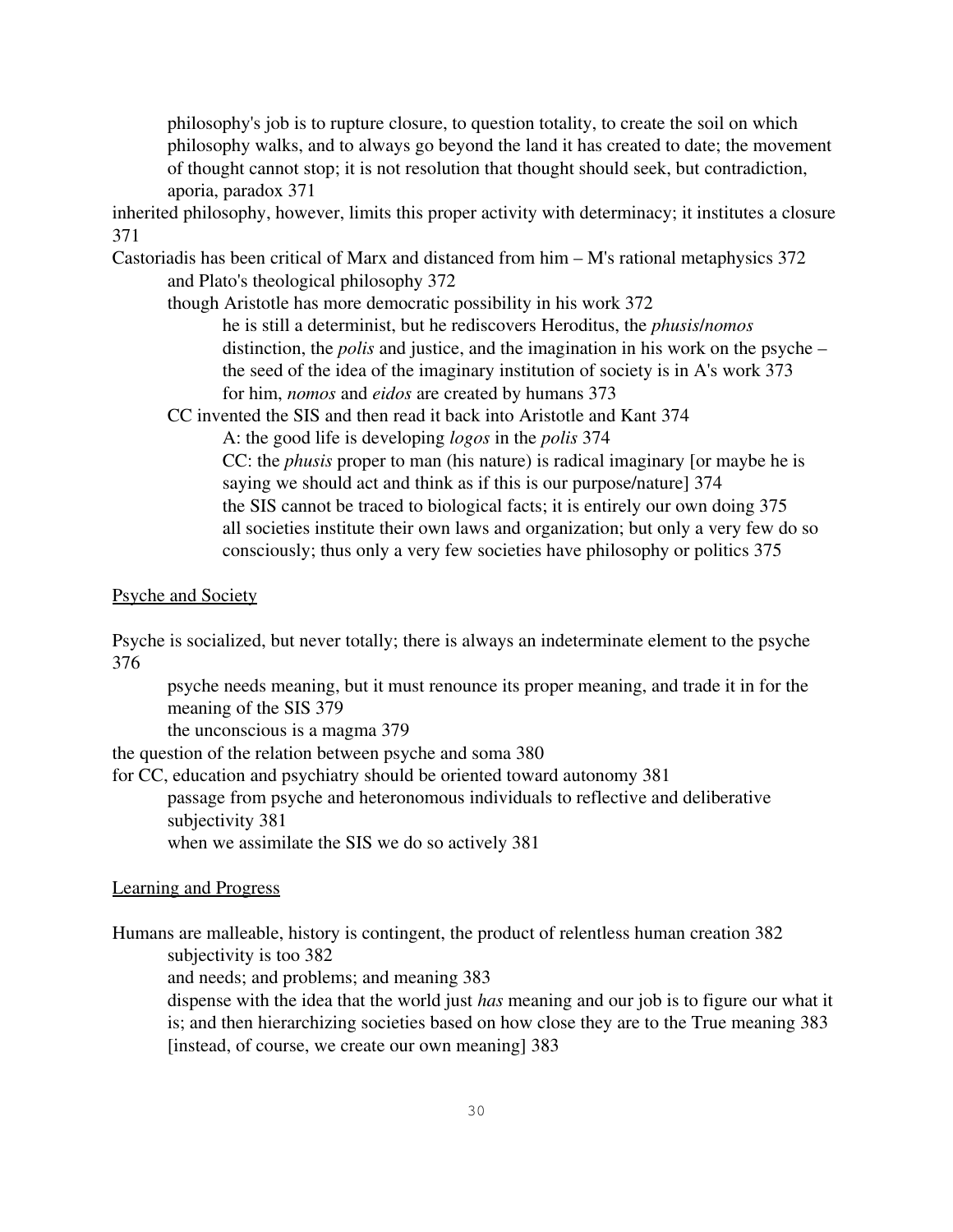philosophy's job is to rupture closure, to question totality, to create the soil on which philosophy walks, and to always go beyond the land it has created to date; the movement of thought cannot stop; it is not resolution that thought should seek, but contradiction, aporia, paradox 371

inherited philosophy, however, limits this proper activity with determinacy; it institutes a closure 371

Castoriadis has been critical of Marx and distanced from him – M's rational metaphysics 372

- and Plato's theological philosophy 372
- though Aristotle has more democratic possibility in his work 372
  - he is still a determinist, but he rediscovers Heroditus, the *phusis*/*nomos* distinction, the *polis* and justice, and the imagination in his work on the psyche – the seed of the idea of the imaginary institution of society is in A's work 373
  - for him, *nomos* and *eidos* are created by humans 373
- CC invented the SIS and then read it back into Aristotle and Kant 374
  - A: the good life is developing *logos* in the *polis* 374
  - CC: the *phusis* proper to man (his nature) is radical imaginary [or maybe he is saying we should act and think as if this is our purpose/nature] 374
  - the SIS cannot be traced to biological facts; it is entirely our own doing 375
  - all societies institute their own laws and organization; but only a very few do so consciously; thus only a very few societies have philosophy or politics 375

<u>Psyche and Society</u>

Psyche is socialized, but never totally; there is always an indeterminate element to the psyche 376

- psyche needs meaning, but it must renounce its proper meaning, and trade it in for the meaning of the SIS 379
- the unconscious is a magma 379

the question of the relation between psyche and soma 380

for CC, education and psychiatry should be oriented toward autonomy 381

- passage from psyche and heteronomous individuals to reflective and deliberative subjectivity 381
- when we assimilate the SIS we do so actively 381

<u>Learning and Progress</u>

Humans are malleable, history is contingent, the product of relentless human creation 382

- subjectivity is too 382
- and needs; and problems; and meaning 383
- dispense with the idea that the world just *has* meaning and our job is to figure our what it is; and then hierarchizing societies based on how close they are to the True meaning 383
- [instead, of course, we create our own meaning] 383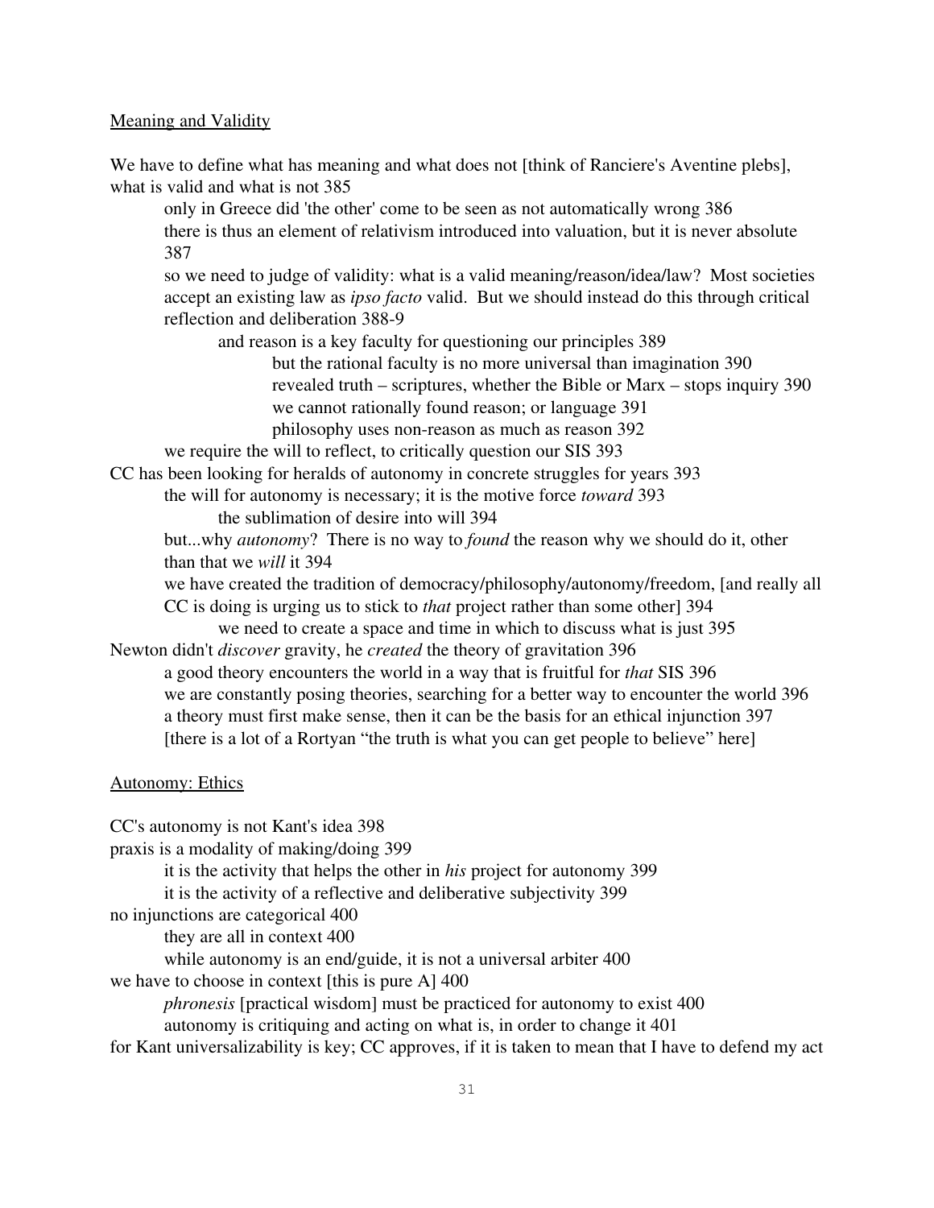<u>Meaning and Validity</u>

We have to define what has meaning and what does not [think of Ranciere's Aventine plebs], what is valid and what is not 385

- only in Greece did 'the other' come to be seen as not automatically wrong 386
- there is thus an element of relativism introduced into valuation, but it is never absolute 387
- so we need to judge of validity: what is a valid meaning/reason/idea/law? Most societies accept an existing law as *ipso facto* valid. But we should instead do this through critical reflection and deliberation 388-9
  - and reason is a key faculty for questioning our principles 389
    - but the rational faculty is no more universal than imagination 390
    - revealed truth – scriptures, whether the Bible or Marx – stops inquiry 390
    - we cannot rationally found reason; or language 391
    - philosophy uses non-reason as much as reason 392
- we require the will to reflect, to critically question our SIS 393

CC has been looking for heralds of autonomy in concrete struggles for years 393

- the will for autonomy is necessary; it is the motive force *toward* 393
  - the sublimation of desire into will 394
- but...why *autonomy*? There is no way to *found* the reason why we should do it, other than that we *will* it 394
- we have created the tradition of democracy/philosophy/autonomy/freedom, [and really all CC is doing is urging us to stick to *that* project rather than some other] 394
  - we need to create a space and time in which to discuss what is just 395

Newton didn't *discover* gravity, he *created* the theory of gravitation 396

- a good theory encounters the world in a way that is fruitful for *that* SIS 396
- we are constantly posing theories, searching for a better way to encounter the world 396
- a theory must first make sense, then it can be the basis for an ethical injunction 397
- [there is a lot of a Rortyan "the truth is what you can get people to believe" here]

<u>Autonomy: Ethics</u>

CC's autonomy is not Kant's idea 398

praxis is a modality of making/doing 399

- it is the activity that helps the other in *his* project for autonomy 399
- it is the activity of a reflective and deliberative subjectivity 399

no injunctions are categorical 400

- they are all in context 400
- while autonomy is an end/guide, it is not a universal arbiter 400

we have to choose in context [this is pure A] 400

- *phronesis* [practical wisdom] must be practiced for autonomy to exist 400
- autonomy is critiquing and acting on what is, in order to change it 401

for Kant universalizability is key; CC approves, if it is taken to mean that I have to defend my act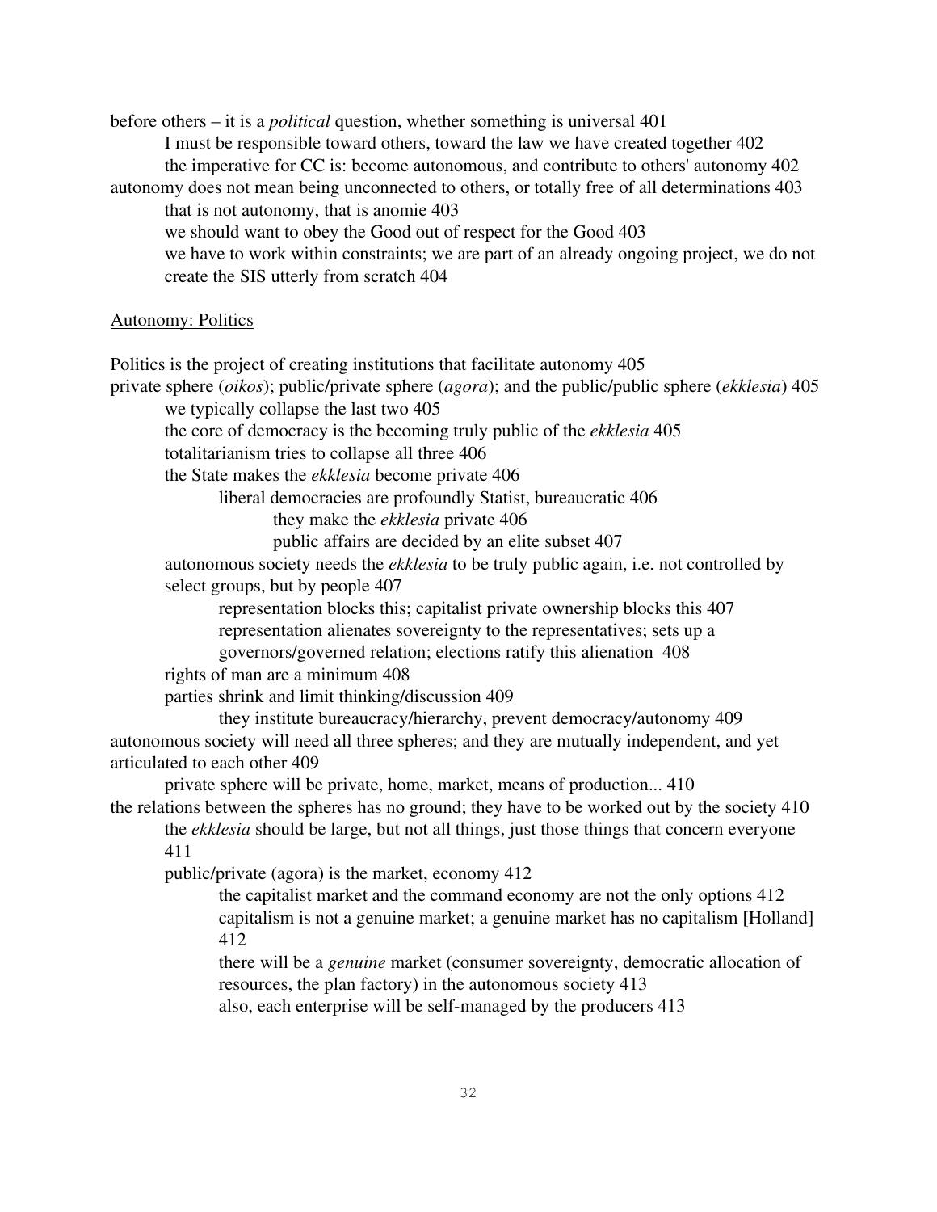before others – it is a *political* question, whether something is universal 401

- I must be responsible toward others, toward the law we have created together 402
- the imperative for CC is: become autonomous, and contribute to others' autonomy 402

autonomy does not mean being unconnected to others, or totally free of all determinations 403

- that is not autonomy, that is anomie 403
- we should want to obey the Good out of respect for the Good 403
- we have to work within constraints; we are part of an already ongoing project, we do not create the SIS utterly from scratch 404

<u>Autonomy: Politics</u>

Politics is the project of creating institutions that facilitate autonomy 405

private sphere (*oikos*); public/private sphere (*agora*); and the public/public sphere (*ekklesia*) 405

- we typically collapse the last two 405
- the core of democracy is the becoming truly public of the *ekklesia* 405
- totalitarianism tries to collapse all three 406
- the State makes the *ekklesia* become private 406
  - liberal democracies are profoundly Statist, bureaucratic 406
    - they make the *ekklesia* private 406
    - public affairs are decided by an elite subset 407
- autonomous society needs the *ekklesia* to be truly public again, i.e. not controlled by select groups, but by people 407
  - representation blocks this; capitalist private ownership blocks this 407
  - representation alienates sovereignty to the representatives; sets up a governors/governed relation; elections ratify this alienation 408
- rights of man are a minimum 408
- parties shrink and limit thinking/discussion 409
  - they institute bureaucracy/hierarchy, prevent democracy/autonomy 409

autonomous society will need all three spheres; and they are mutually independent, and yet articulated to each other 409

- private sphere will be private, home, market, means of production... 410

the relations between the spheres has no ground; they have to be worked out by the society 410

- the *ekklesia* should be large, but not all things, just those things that concern everyone 411
- public/private (agora) is the market, economy 412
  - the capitalist market and the command economy are not the only options 412
  - capitalism is not a genuine market; a genuine market has no capitalism [Holland] 412
  - there will be a *genuine* market (consumer sovereignty, democratic allocation of resources, the plan factory) in the autonomous society 413
  - also, each enterprise will be self-managed by the producers 413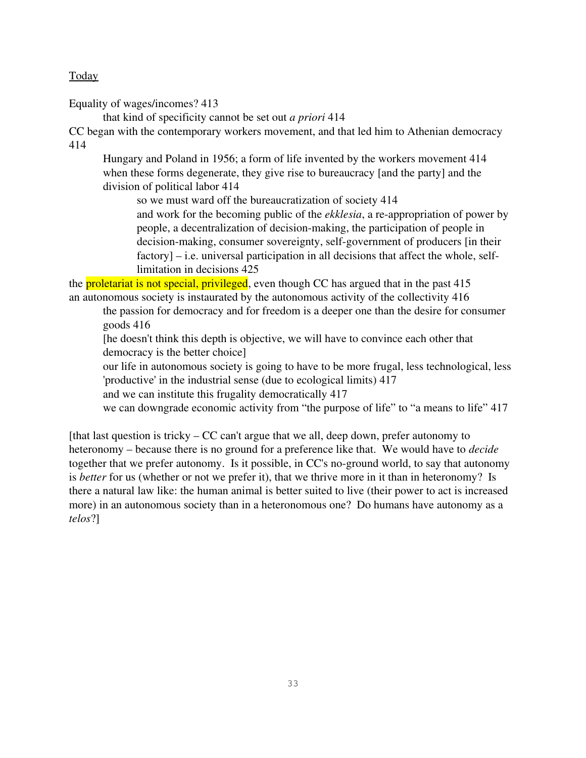<u>Today</u>

Equality of wages/incomes? 413

  that kind of specificity cannot be set out *a priori* 414

CC began with the contemporary workers movement, and that led him to Athenian democracy 414

  Hungary and Poland in 1956; a form of life invented by the workers movement 414

  when these forms degenerate, they give rise to bureaucracy [and the party] and the division of political labor 414

    so we must ward off the bureaucratization of society 414

    and work for the becoming public of the *ekklesia*, a re-appropriation of power by people, a decentralization of decision-making, the participation of people in decision-making, consumer sovereignty, self-government of producers [in their factory] – i.e. universal participation in all decisions that affect the whole, self-limitation in decisions 425

the proletariat is not special, privileged, even though CC has argued that in the past 415

an autonomous society is instaurated by the autonomous activity of the collectivity 416

  the passion for democracy and for freedom is a deeper one than the desire for consumer goods 416

  [he doesn't think this depth is objective, we will have to convince each other that democracy is the better choice]

  our life in autonomous society is going to have to be more frugal, less technological, less 'productive' in the industrial sense (due to ecological limits) 417

  and we can institute this frugality democratically 417

  we can downgrade economic activity from "the purpose of life" to "a means to life" 417

[that last question is tricky – CC can't argue that we all, deep down, prefer autonomy to heteronomy – because there is no ground for a preference like that. We would have to *decide* together that we prefer autonomy. Is it possible, in CC's no-ground world, to say that autonomy is *better* for us (whether or not we prefer it), that we thrive more in it than in heteronomy? Is there a natural law like: the human animal is better suited to live (their power to act is increased more) in an autonomous society than in a heteronomous one? Do humans have autonomy as a *telos*?]